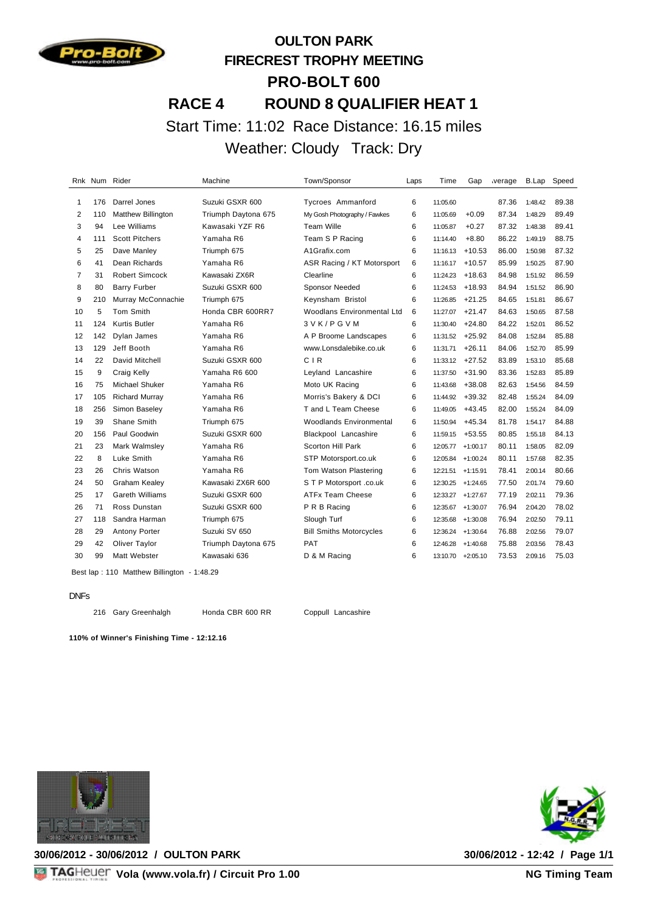# OULTON PARK
## FIRECREST TROPHY MEETING
## PRO-BOLT 600
## RACE 4 ROUND 8 QUALIFIER HEAT 1

Start Time: 11:02 Race Distance: 16.15 miles

Weather: Cloudy Track: Dry

| Rnk | Num | Rider | Machine | Town/Sponsor | Laps | Time | Gap | Average | B.Lap | Speed |
|---|---|---|---|---|---|---|---|---|---|---|
| 1 | 176 | Darrel Jones | Suzuki GSXR 600 | Tycroes Ammanford | 6 | 11:05.60 | | 87.36 | 1:48.42 | 89.38 |
| 2 | 110 | Matthew Billington | Triumph Daytona 675 | My Gosh Photography / Fawkes | 6 | 11:05.69 | +0.09 | 87.34 | 1:48.29 | 89.49 |
| 3 | 94 | Lee Williams | Kawasaki YZF R6 | Team Wille | 6 | 11:05.87 | +0.27 | 87.32 | 1:48.38 | 89.41 |
| 4 | 111 | Scott Pitchers | Yamaha R6 | Team S P Racing | 6 | 11:14.40 | +8.80 | 86.22 | 1:49.19 | 88.75 |
| 5 | 25 | Dave Manley | Triumph 675 | A1Grafix.com | 6 | 11:16.13 | +10.53 | 86.00 | 1:50.98 | 87.32 |
| 6 | 41 | Dean Richards | Yamaha R6 | ASR Racing / KT Motorsport | 6 | 11:16.17 | +10.57 | 85.99 | 1:50.25 | 87.90 |
| 7 | 31 | Robert Simcock | Kawasaki ZX6R | Clearline | 6 | 11:24.23 | +18.63 | 84.98 | 1:51.92 | 86.59 |
| 8 | 80 | Barry Furber | Suzuki GSXR 600 | Sponsor Needed | 6 | 11:24.53 | +18.93 | 84.94 | 1:51.52 | 86.90 |
| 9 | 210 | Murray McConnachie | Triumph 675 | Keynsham Bristol | 6 | 11:26.85 | +21.25 | 84.65 | 1:51.81 | 86.67 |
| 10 | 5 | Tom Smith | Honda CBR 600RR7 | Woodlands Environmental Ltd | 6 | 11:27.07 | +21.47 | 84.63 | 1:50.65 | 87.58 |
| 11 | 124 | Kurtis Butler | Yamaha R6 | 3 V K / P G V M | 6 | 11:30.40 | +24.80 | 84.22 | 1:52.01 | 86.52 |
| 12 | 142 | Dylan James | Yamaha R6 | A P Broome Landscapes | 6 | 11:31.52 | +25.92 | 84.08 | 1:52.84 | 85.88 |
| 13 | 129 | Jeff Booth | Yamaha R6 | www.Lonsdalebike.co.uk | 6 | 11:31.71 | +26.11 | 84.06 | 1:52.70 | 85.99 |
| 14 | 22 | David Mitchell | Suzuki GSXR 600 | C I R | 6 | 11:33.12 | +27.52 | 83.89 | 1:53.10 | 85.68 |
| 15 | 9 | Craig Kelly | Yamaha R6 600 | Leyland Lancashire | 6 | 11:37.50 | +31.90 | 83.36 | 1:52.83 | 85.89 |
| 16 | 75 | Michael Shuker | Yamaha R6 | Moto UK Racing | 6 | 11:43.68 | +38.08 | 82.63 | 1:54.56 | 84.59 |
| 17 | 105 | Richard Murray | Yamaha R6 | Morris's Bakery & DCI | 6 | 11:44.92 | +39.32 | 82.48 | 1:55.24 | 84.09 |
| 18 | 256 | Simon Baseley | Yamaha R6 | T and L Team Cheese | 6 | 11:49.05 | +43.45 | 82.00 | 1:55.24 | 84.09 |
| 19 | 39 | Shane Smith | Triumph 675 | Woodlands Environmental | 6 | 11:50.94 | +45.34 | 81.78 | 1:54.17 | 84.88 |
| 20 | 156 | Paul Goodwin | Suzuki GSXR 600 | Blackpool Lancashire | 6 | 11:59.15 | +53.55 | 80.85 | 1:55.18 | 84.13 |
| 21 | 23 | Mark Walmsley | Yamaha R6 | Scorton Hill Park | 6 | 12:05.77 | +1:00.17 | 80.11 | 1:58.05 | 82.09 |
| 22 | 8 | Luke Smith | Yamaha R6 | STP Motorsport.co.uk | 6 | 12:05.84 | +1:00.24 | 80.11 | 1:57.68 | 82.35 |
| 23 | 26 | Chris Watson | Yamaha R6 | Tom Watson Plastering | 6 | 12:21.51 | +1:15.91 | 78.41 | 2:00.14 | 80.66 |
| 24 | 50 | Graham Kealey | Kawasaki ZX6R 600 | S T P Motorsport .co.uk | 6 | 12:30.25 | +1:24.65 | 77.50 | 2:01.74 | 79.60 |
| 25 | 17 | Gareth Williams | Suzuki GSXR 600 | ATFx Team Cheese | 6 | 12:33.27 | +1:27.67 | 77.19 | 2:02.11 | 79.36 |
| 26 | 71 | Ross Dunstan | Suzuki GSXR 600 | P R B Racing | 6 | 12:35.67 | +1:30.07 | 76.94 | 2:04.20 | 78.02 |
| 27 | 118 | Sandra Harman | Triumph 675 | Slough Turf | 6 | 12:35.68 | +1:30.08 | 76.94 | 2:02.50 | 79.11 |
| 28 | 29 | Antony Porter | Suzuki SV 650 | Bill Smiths Motorcycles | 6 | 12:36.24 | +1:30.64 | 76.88 | 2:02.56 | 79.07 |
| 29 | 42 | Oliver Taylor | Triumph Daytona 675 | PAT | 6 | 12:46.28 | +1:40.68 | 75.88 | 2:03.56 | 78.43 |
| 30 | 99 | Matt Webster | Kawasaki 636 | D & M Racing | 6 | 13:10.70 | +2:05.10 | 73.53 | 2:09.16 | 75.03 |

Best lap : 110 Matthew Billington - 1:48.29

DNFs

| Num | Rider | Machine | Town/Sponsor |
|---|---|---|---|
| 216 | Gary Greenhalgh | Honda CBR 600 RR | Coppull Lancashire |

**110% of Winner's Finishing Time - 12:12.16**

**30/06/2012 - 30/06/2012 / OULTON PARK** **30/06/2012 - 12:42 / Page 1/1**

**Vola (www.vola.fr) / Circuit Pro 1.00** **NG Timing Team**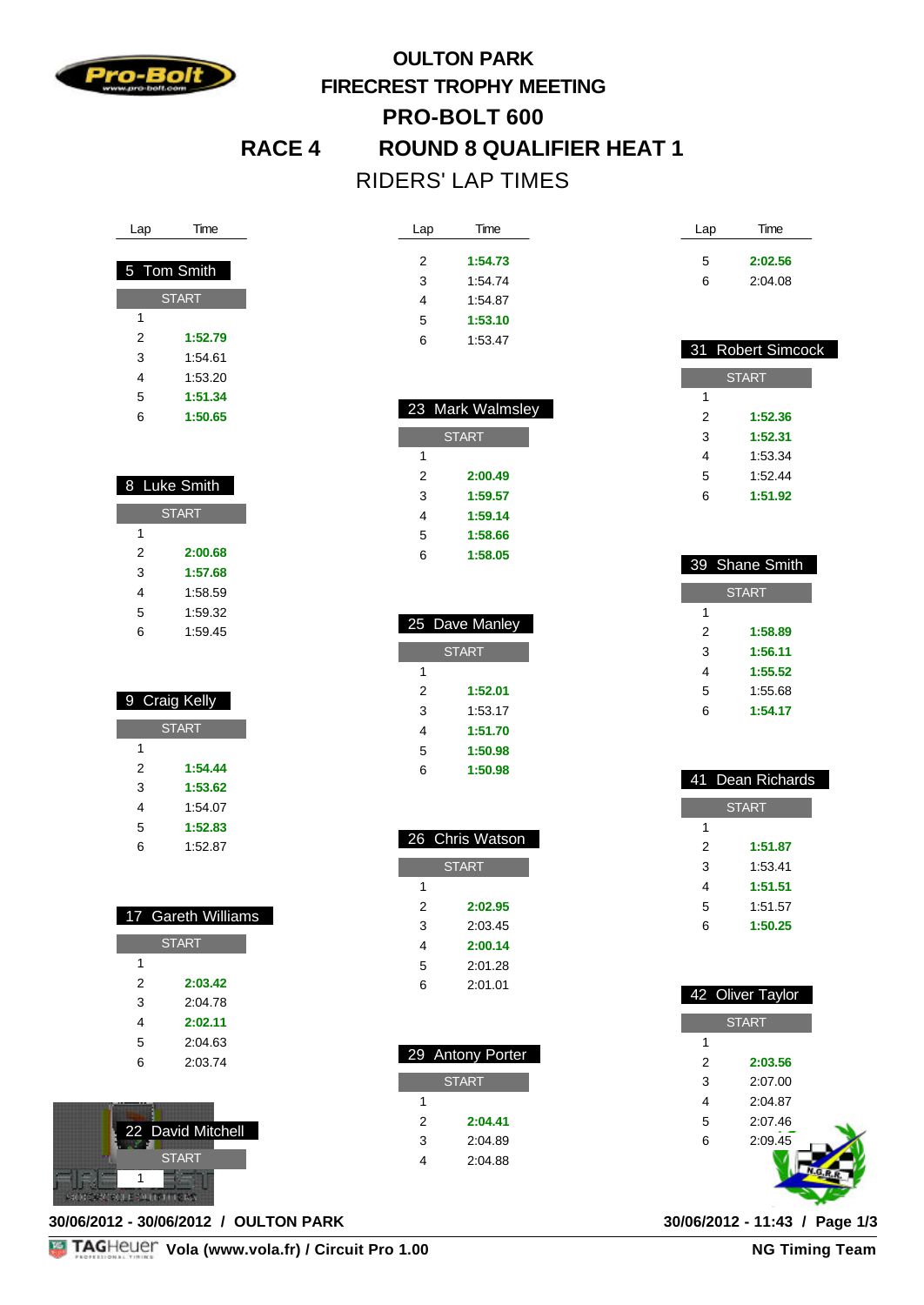# OULTON PARK
# FIRECREST TROPHY MEETING
# PRO-BOLT 600
# RACE 4 ROUND 8 QUALIFIER HEAT 1
## RIDERS' LAP TIMES

### 5 Tom Smith

| Lap | Time |
|---|---|
| START | |
| 1 | |
| 2 | **1:52.79** |
| 3 | 1:54.61 |
| 4 | 1:53.20 |
| 5 | **1:51.34** |
| 6 | **1:50.65** |

### 8 Luke Smith

| Lap | Time |
|---|---|
| START | |
| 1 | |
| 2 | **2:00.68** |
| 3 | **1:57.68** |
| 4 | 1:58.59 |
| 5 | 1:59.32 |
| 6 | 1:59.45 |

### 9 Craig Kelly

| Lap | Time |
|---|---|
| START | |
| 1 | |
| 2 | **1:54.44** |
| 3 | **1:53.62** |
| 4 | 1:54.07 |
| 5 | **1:52.83** |
| 6 | 1:52.87 |

### 17 Gareth Williams

| Lap | Time |
|---|---|
| START | |
| 1 | |
| 2 | **2:03.42** |
| 3 | 2:04.78 |
| 4 | **2:02.11** |
| 5 | 2:04.63 |
| 6 | 2:03.74 |

### 22 David Mitchell

| Lap | Time |
|---|---|
| START | |
| 1 | |
| 2 | **1:54.73** |
| 3 | 1:54.74 |
| 4 | 1:54.87 |
| 5 | **1:53.10** |
| 6 | 1:53.47 |

### 23 Mark Walmsley

| Lap | Time |
|---|---|
| START | |
| 1 | |
| 2 | **2:00.49** |
| 3 | **1:59.57** |
| 4 | **1:59.14** |
| 5 | **1:58.66** |
| 6 | **1:58.05** |

### 25 Dave Manley

| Lap | Time |
|---|---|
| START | |
| 1 | |
| 2 | **1:52.01** |
| 3 | 1:53.17 |
| 4 | **1:51.70** |
| 5 | **1:50.98** |
| 6 | **1:50.98** |

### 26 Chris Watson

| Lap | Time |
|---|---|
| START | |
| 1 | |
| 2 | **2:02.95** |
| 3 | 2:03.45 |
| 4 | **2:00.14** |
| 5 | 2:01.28 |
| 6 | 2:01.01 |

### 29 Antony Porter

| Lap | Time |
|---|---|
| START | |
| 1 | |
| 2 | **2:04.41** |
| 3 | 2:04.89 |
| 4 | 2:04.88 |
| 5 | **2:02.56** |
| 6 | 2:04.08 |

### 31 Robert Simcock

| Lap | Time |
|---|---|
| START | |
| 1 | |
| 2 | **1:52.36** |
| 3 | **1:52.31** |
| 4 | 1:53.34 |
| 5 | 1:52.44 |
| 6 | **1:51.92** |

### 39 Shane Smith

| Lap | Time |
|---|---|
| START | |
| 1 | |
| 2 | **1:58.89** |
| 3 | **1:56.11** |
| 4 | **1:55.52** |
| 5 | 1:55.68 |
| 6 | **1:54.17** |

### 41 Dean Richards

| Lap | Time |
|---|---|
| START | |
| 1 | |
| 2 | **1:51.87** |
| 3 | 1:53.41 |
| 4 | **1:51.51** |
| 5 | 1:51.57 |
| 6 | **1:50.25** |

### 42 Oliver Taylor

| Lap | Time |
|---|---|
| START | |
| 1 | |
| 2 | **2:03.56** |
| 3 | 2:07.00 |
| 4 | 2:04.87 |
| 5 | 2:07.46 |
| 6 | 2:09.45 |

**30/06/2012 - 30/06/2012 / OULTON PARK** **30/06/2012 - 11:43 / Page 1/3**

**Vola (www.vola.fr) / Circuit Pro 1.00** **NG Timing Team**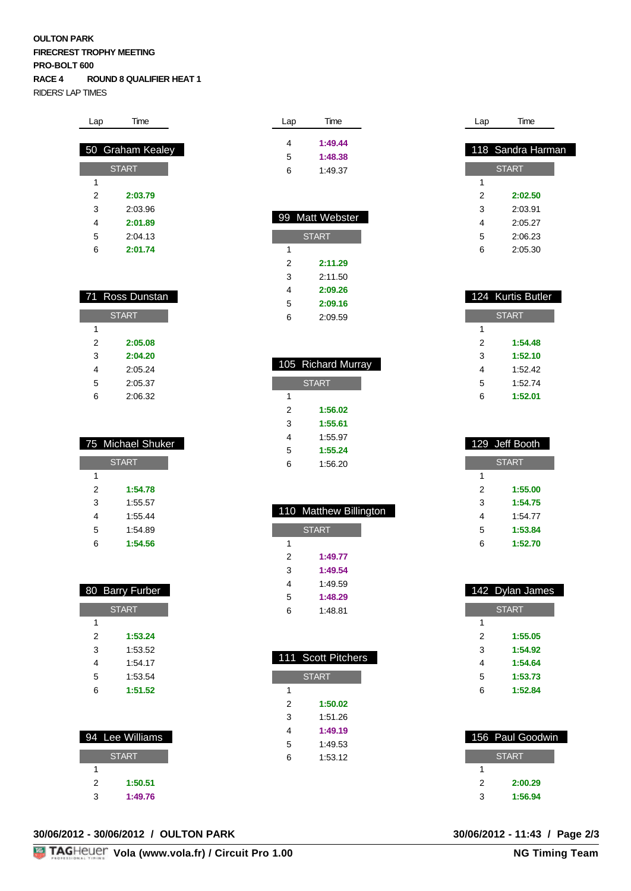**OULTON PARK**
**FIRECREST TROPHY MEETING**
**PRO-BOLT 600**
**RACE 4 ROUND 8 QUALIFIER HEAT 1**
RIDERS' LAP TIMES

### 50 Graham Kealey

| Lap | Time |
|---|---|
| START | |
| 1 | |
| 2 | **2:03.79** |
| 3 | 2:03.96 |
| 4 | **2:01.89** |
| 5 | 2:04.13 |
| 6 | **2:01.74** |

### 71 Ross Dunstan

| Lap | Time |
|---|---|
| START | |
| 1 | |
| 2 | **2:05.08** |
| 3 | **2:04.20** |
| 4 | 2:05.24 |
| 5 | 2:05.37 |
| 6 | 2:06.32 |

### 75 Michael Shuker

| Lap | Time |
|---|---|
| START | |
| 1 | |
| 2 | **1:54.78** |
| 3 | 1:55.57 |
| 4 | 1:55.44 |
| 5 | 1:54.89 |
| 6 | **1:54.56** |

### 80 Barry Furber

| Lap | Time |
|---|---|
| START | |
| 1 | |
| 2 | **1:53.24** |
| 3 | 1:53.52 |
| 4 | 1:54.17 |
| 5 | 1:53.54 |
| 6 | **1:51.52** |

### 94 Lee Williams

| Lap | Time |
|---|---|
| START | |
| 1 | |
| 2 | **1:50.51** |
| 3 | **1:49.76** |
| 4 | **1:49.44** |
| 5 | **1:48.38** |
| 6 | 1:49.37 |

### 99 Matt Webster

| Lap | Time |
|---|---|
| START | |
| 1 | |
| 2 | **2:11.29** |
| 3 | 2:11.50 |
| 4 | **2:09.26** |
| 5 | **2:09.16** |
| 6 | 2:09.59 |

### 105 Richard Murray

| Lap | Time |
|---|---|
| START | |
| 1 | |
| 2 | **1:56.02** |
| 3 | **1:55.61** |
| 4 | 1:55.97 |
| 5 | **1:55.24** |
| 6 | 1:56.20 |

### 110 Matthew Billington

| Lap | Time |
|---|---|
| START | |
| 1 | |
| 2 | **1:49.77** |
| 3 | **1:49.54** |
| 4 | 1:49.59 |
| 5 | **1:48.29** |
| 6 | 1:48.81 |

### 111 Scott Pitchers

| Lap | Time |
|---|---|
| START | |
| 1 | |
| 2 | **1:50.02** |
| 3 | 1:51.26 |
| 4 | **1:49.19** |
| 5 | 1:49.53 |
| 6 | 1:53.12 |

### 118 Sandra Harman

| Lap | Time |
|---|---|
| START | |
| 1 | |
| 2 | **2:02.50** |
| 3 | 2:03.91 |
| 4 | 2:05.27 |
| 5 | 2:06.23 |
| 6 | 2:05.30 |

### 124 Kurtis Butler

| Lap | Time |
|---|---|
| START | |
| 1 | |
| 2 | **1:54.48** |
| 3 | **1:52.10** |
| 4 | 1:52.42 |
| 5 | 1:52.74 |
| 6 | **1:52.01** |

### 129 Jeff Booth

| Lap | Time |
|---|---|
| START | |
| 1 | |
| 2 | **1:55.00** |
| 3 | **1:54.75** |
| 4 | 1:54.77 |
| 5 | **1:53.84** |
| 6 | **1:52.70** |

### 142 Dylan James

| Lap | Time |
|---|---|
| START | |
| 1 | |
| 2 | **1:55.05** |
| 3 | **1:54.92** |
| 4 | **1:54.64** |
| 5 | **1:53.73** |
| 6 | **1:52.84** |

### 156 Paul Goodwin

| Lap | Time |
|---|---|
| START | |
| 1 | |
| 2 | **2:00.29** |
| 3 | **1:56.94** |

**30/06/2012 - 30/06/2012 / OULTON PARK** **30/06/2012 - 11:43**

**Vola (www.vola.fr) / Circuit Pro 1.00** **NG Timing Team**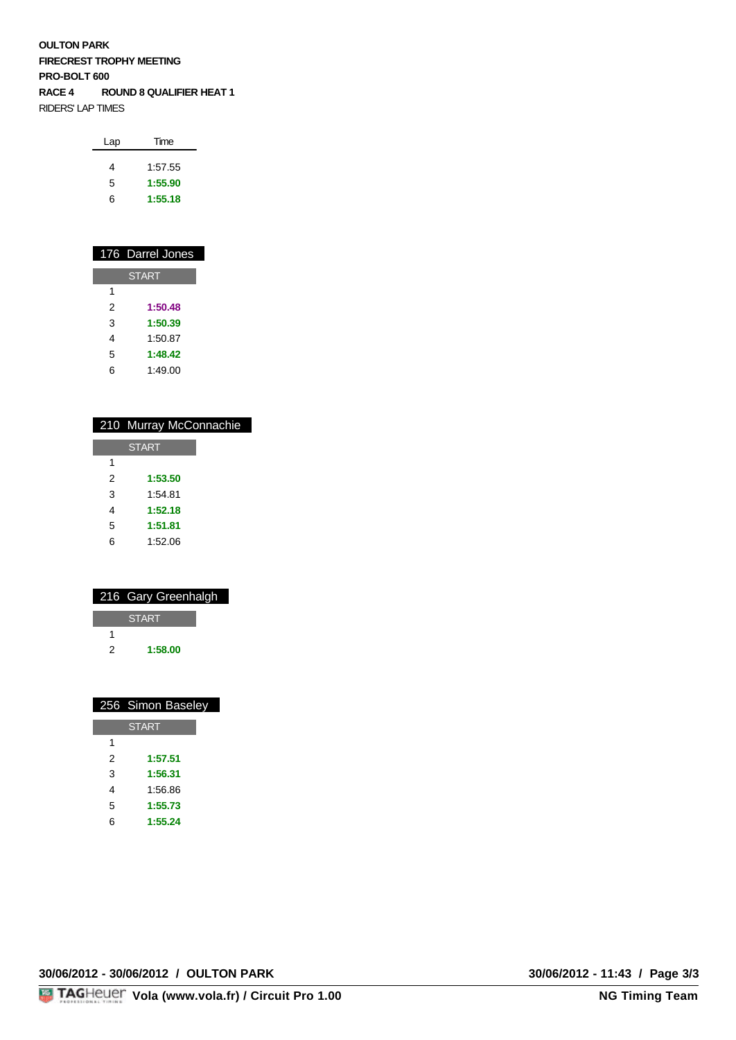**OULTON PARK**
**FIRECREST TROPHY MEETING**
**PRO-BOLT 600**
**RACE 4 ROUND 8 QUALIFIER HEAT 1**
RIDERS' LAP TIMES

| Lap | Time |
|---|---|
| 4 | 1:57.55 |
| 5 | **1:55.90** |
| 6 | **1:55.18** |

## 176 Darrel Jones

| Lap | Time |
|---|---|
| START | |
| 1 | |
| 2 | **1:50.48** |
| 3 | **1:50.39** |
| 4 | 1:50.87 |
| 5 | **1:48.42** |
| 6 | 1:49.00 |

## 210 Murray McConnachie

| Lap | Time |
|---|---|
| START | |
| 1 | |
| 2 | **1:53.50** |
| 3 | 1:54.81 |
| 4 | **1:52.18** |
| 5 | **1:51.81** |
| 6 | 1:52.06 |

## 216 Gary Greenhalgh

| Lap | Time |
|---|---|
| START | |
| 1 | |
| 2 | **1:58.00** |

## 256 Simon Baseley

| Lap | Time |
|---|---|
| START | |
| 1 | |
| 2 | **1:57.51** |
| 3 | **1:56.31** |
| 4 | 1:56.86 |
| 5 | **1:55.73** |
| 6 | **1:55.24** |

**30/06/2012 - 30/06/2012 / OULTON PARK** **30/06/2012 - 11:43**

**Vola (www.vola.fr) / Circuit Pro 1.00** **NG Timing Team**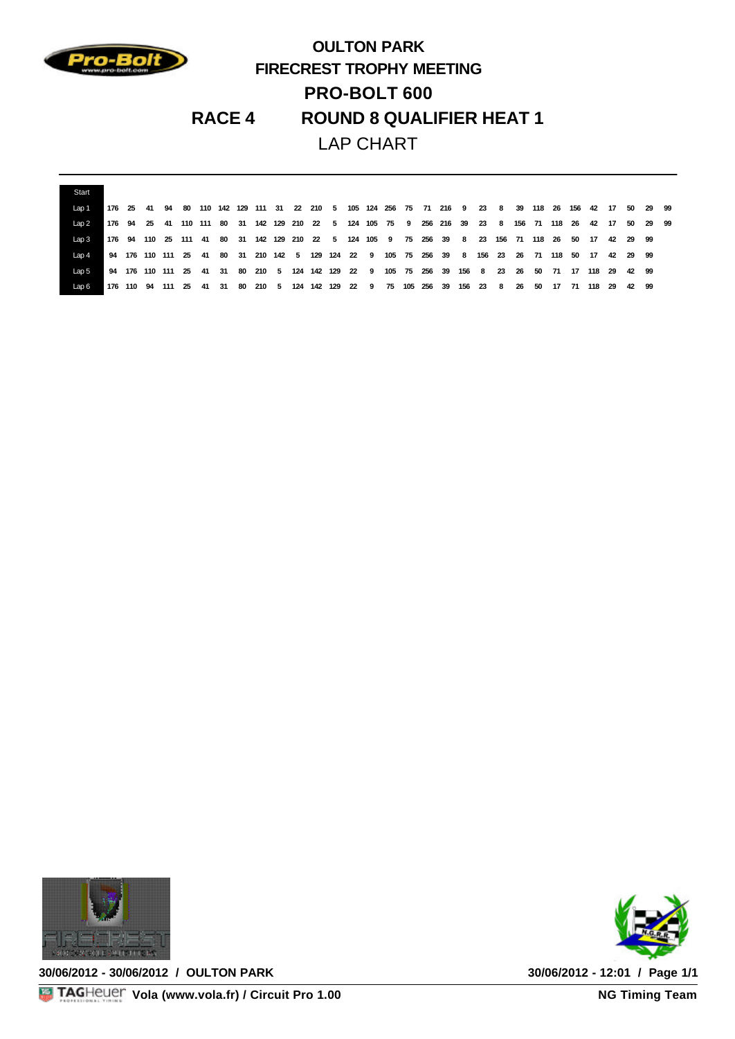# OULTON PARK

## FIRECREST TROPHY MEETING

## PRO-BOLT 600

## RACE 4 ROUND 8 QUALIFIER HEAT 1

LAP CHART

| Start | | | | | | | | | | | | | | | | | | | | | | | | | | | | | | | |
|---|---|---|---|---|---|---|---|---|---|---|---|---|---|---|---|---|---|---|---|---|---|---|---|---|---|---|---|---|---|---|---|
| Lap 1 | 176 | 25 | 41 | 94 | 80 | 110 | 142 | 129 | 111 | 31 | 22 | 210 | 5 | 105 | 124 | 256 | 75 | 71 | 216 | 9 | 23 | 8 | 39 | 118 | 26 | 156 | 42 | 17 | 50 | 29 | 99 |
| Lap 2 | 176 | 94 | 25 | 41 | 110 | 111 | 80 | 31 | 142 | 129 | 210 | 22 | 5 | 124 | 105 | 75 | 9 | 256 | 216 | 39 | 23 | 8 | 156 | 71 | 118 | 26 | 42 | 17 | 50 | 29 | 99 |
| Lap 3 | 176 | 94 | 110 | 25 | 111 | 41 | 80 | 31 | 142 | 129 | 210 | 22 | 5 | 124 | 105 | 9 | 75 | 256 | 39 | 8 | 23 | 156 | 71 | 118 | 26 | 50 | 17 | 42 | 29 | 99 | |
| Lap 4 | 94 | 176 | 110 | 111 | 25 | 41 | 80 | 31 | 210 | 142 | 5 | 129 | 124 | 22 | 9 | 105 | 75 | 256 | 39 | 8 | 156 | 23 | 26 | 71 | 118 | 50 | 17 | 42 | 29 | 99 | |
| Lap 5 | 94 | 176 | 110 | 111 | 25 | 41 | 31 | 80 | 210 | 5 | 124 | 142 | 129 | 22 | 9 | 105 | 75 | 256 | 39 | 156 | 8 | 23 | 26 | 50 | 71 | 17 | 118 | 29 | 42 | 99 | |
| Lap 6 | 176 | 110 | 94 | 111 | 25 | 41 | 31 | 80 | 210 | 5 | 124 | 142 | 129 | 22 | 9 | 75 | 105 | 256 | 39 | 156 | 23 | 8 | 26 | 50 | 17 | 71 | 118 | 29 | 42 | 99 | |

30/06/2012 - 30/06/2012 / OULTON PARK

30/06/2012 - 12:01 / Page 1/1

Vola (www.vola.fr) / Circuit Pro 1.00

NG Timing Team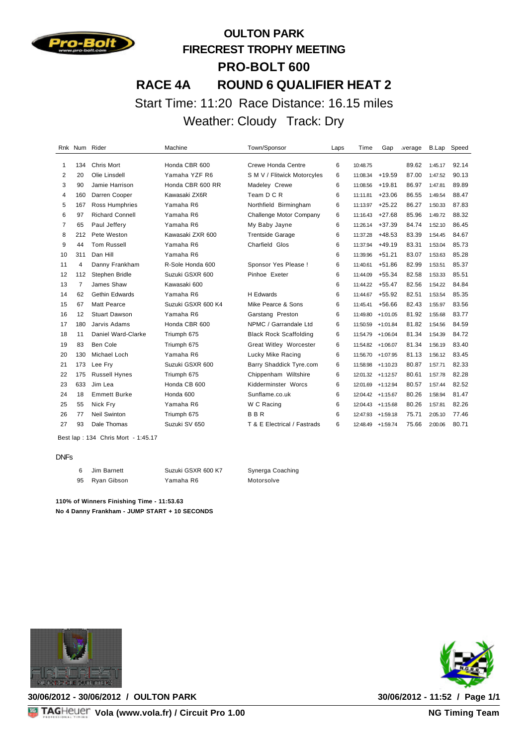# OULTON PARK

## FIRECREST TROPHY MEETING

## PRO-BOLT 600

## RACE 4A ROUND 6 QUALIFIER HEAT 2

Start Time: 11:20 Race Distance: 16.15 miles

Weather: Cloudy Track: Dry

| Rnk | Num | Rider | Machine | Town/Sponsor | Laps | Time | Gap | Average | B.Lap | Speed |
|---|---|---|---|---|---|---|---|---|---|---|
| 1 | 134 | Chris Mort | Honda CBR 600 | Crewe Honda Centre | 6 | 10:48.75 | | 89.62 | 1:45.17 | 92.14 |
| 2 | 20 | Olie Linsdell | Yamaha YZF R6 | S M V / Flitwick Motorcyles | 6 | 11:08.34 | +19.59 | 87.00 | 1:47.52 | 90.13 |
| 3 | 90 | Jamie Harrison | Honda CBR 600 RR | Madeley Crewe | 6 | 11:08.56 | +19.81 | 86.97 | 1:47.81 | 89.89 |
| 4 | 160 | Darren Cooper | Kawasaki ZX6R | Team D C R | 6 | 11:11.81 | +23.06 | 86.55 | 1:49.54 | 88.47 |
| 5 | 167 | Ross Humphries | Yamaha R6 | Northfield Birmingham | 6 | 11:13.97 | +25.22 | 86.27 | 1:50.33 | 87.83 |
| 6 | 97 | Richard Connell | Yamaha R6 | Challenge Motor Company | 6 | 11:16.43 | +27.68 | 85.96 | 1:49.72 | 88.32 |
| 7 | 65 | Paul Jeffery | Yamaha R6 | My Baby Jayne | 6 | 11:26.14 | +37.39 | 84.74 | 1:52.10 | 86.45 |
| 8 | 212 | Pete Weston | Kawasaki ZXR 600 | Trentside Garage | 6 | 11:37.28 | +48.53 | 83.39 | 1:54.45 | 84.67 |
| 9 | 44 | Tom Russell | Yamaha R6 | Charfield Glos | 6 | 11:37.94 | +49.19 | 83.31 | 1:53.04 | 85.73 |
| 10 | 311 | Dan Hill | Yamaha R6 | | 6 | 11:39.96 | +51.21 | 83.07 | 1:53.63 | 85.28 |
| 11 | 4 | Danny Frankham | R-Sole Honda 600 | Sponsor Yes Please ! | 6 | 11:40.61 | +51.86 | 82.99 | 1:53.51 | 85.37 |
| 12 | 112 | Stephen Bridle | Suzuki GSXR 600 | Pinhoe Exeter | 6 | 11:44.09 | +55.34 | 82.58 | 1:53.33 | 85.51 |
| 13 | 7 | James Shaw | Kawasaki 600 | | 6 | 11:44.22 | +55.47 | 82.56 | 1:54.22 | 84.84 |
| 14 | 62 | Gethin Edwards | Yamaha R6 | H Edwards | 6 | 11:44.67 | +55.92 | 82.51 | 1:53.54 | 85.35 |
| 15 | 67 | Matt Pearce | Suzuki GSXR 600 K4 | Mike Pearce & Sons | 6 | 11:45.41 | +56.66 | 82.43 | 1:55.97 | 83.56 |
| 16 | 12 | Stuart Dawson | Yamaha R6 | Garstang Preston | 6 | 11:49.80 | +1:01.05 | 81.92 | 1:55.68 | 83.77 |
| 17 | 180 | Jarvis Adams | Honda CBR 600 | NPMC / Garrandale Ltd | 6 | 11:50.59 | +1:01.84 | 81.82 | 1:54.56 | 84.59 |
| 18 | 11 | Daniel Ward-Clarke | Triumph 675 | Black Rock Scaffolding | 6 | 11:54.79 | +1:06.04 | 81.34 | 1:54.39 | 84.72 |
| 19 | 83 | Ben Cole | Triumph 675 | Great Witley Worcester | 6 | 11:54.82 | +1:06.07 | 81.34 | 1:56.19 | 83.40 |
| 20 | 130 | Michael Loch | Yamaha R6 | Lucky Mike Racing | 6 | 11:56.70 | +1:07.95 | 81.13 | 1:56.12 | 83.45 |
| 21 | 173 | Lee Fry | Suzuki GSXR 600 | Barry Shaddick Tyre.com | 6 | 11:58.98 | +1:10.23 | 80.87 | 1:57.71 | 82.33 |
| 22 | 175 | Russell Hynes | Triumph 675 | Chippenham Wiltshire | 6 | 12:01.32 | +1:12.57 | 80.61 | 1:57.78 | 82.28 |
| 23 | 633 | Jim Lea | Honda CB 600 | Kidderminster Worcs | 6 | 12:01.69 | +1:12.94 | 80.57 | 1:57.44 | 82.52 |
| 24 | 18 | Emmett Burke | Honda 600 | Sunflame.co.uk | 6 | 12:04.42 | +1:15.67 | 80.26 | 1:58.94 | 81.47 |
| 25 | 55 | Nick Fry | Yamaha R6 | W C Racing | 6 | 12:04.43 | +1:15.68 | 80.26 | 1:57.81 | 82.26 |
| 26 | 77 | Neil Swinton | Triumph 675 | B B R | 6 | 12:47.93 | +1:59.18 | 75.71 | 2:05.10 | 77.46 |
| 27 | 93 | Dale Thomas | Suzuki SV 650 | T & E Electrical / Fastrads | 6 | 12:48.49 | +1:59.74 | 75.66 | 2:00.06 | 80.71 |

Best lap : 134 Chris Mort - 1:45.17

DNFs

| Num | Rider | Machine | Town/Sponsor |
|---|---|---|---|
| 6 | Jim Barnett | Suzuki GSXR 600 K7 | Synerga Coaching |
| 95 | Ryan Gibson | Yamaha R6 | Motorsolve |

**110% of Winners Finishing Time - 11:53.63**

**No 4 Danny Frankham - JUMP START + 10 SECONDS**

**30/06/2012 - 30/06/2012 / OULTON PARK** **30/06/2012 - 11:52**

**Vola (www.vola.fr) / Circuit Pro 1.00** **NG Timing Team**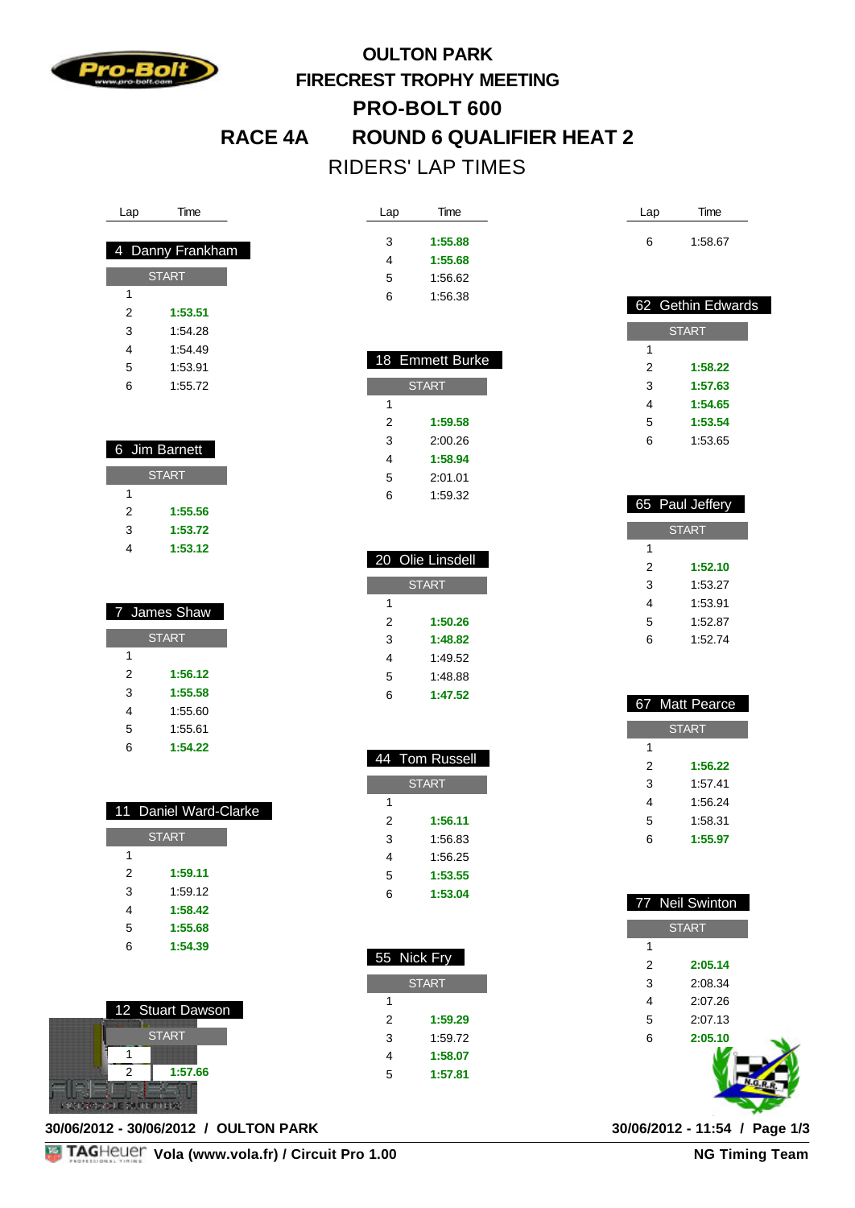# OULTON PARK

## FIRECREST TROPHY MEETING

## PRO-BOLT 600

## RACE 4A ROUND 6 QUALIFIER HEAT 2

RIDERS' LAP TIMES

### 4 Danny Frankham

| Lap | Time |
|---|---|
| START | |
| 1 | |
| 2 | **1:53.51** |
| 3 | 1:54.28 |
| 4 | 1:54.49 |
| 5 | 1:53.91 |
| 6 | 1:55.72 |

### 6 Jim Barnett

| Lap | Time |
|---|---|
| START | |
| 1 | |
| 2 | **1:55.56** |
| 3 | **1:53.72** |
| 4 | **1:53.12** |

### 7 James Shaw

| Lap | Time |
|---|---|
| START | |
| 1 | |
| 2 | **1:56.12** |
| 3 | **1:55.58** |
| 4 | 1:55.60 |
| 5 | 1:55.61 |
| 6 | **1:54.22** |

### 11 Daniel Ward-Clarke

| Lap | Time |
|---|---|
| START | |
| 1 | |
| 2 | **1:59.11** |
| 3 | 1:59.12 |
| 4 | **1:58.42** |
| 5 | **1:55.68** |
| 6 | **1:54.39** |

### 12 Stuart Dawson

| Lap | Time |
|---|---|
| START | |
| 1 | |
| 2 | **1:57.66** |
| 3 | **1:55.88** |
| 4 | **1:55.68** |
| 5 | 1:56.62 |
| 6 | 1:56.38 |

### 18 Emmett Burke

| Lap | Time |
|---|---|
| START | |
| 1 | |
| 2 | **1:59.58** |
| 3 | 2:00.26 |
| 4 | **1:58.94** |
| 5 | 2:01.01 |
| 6 | 1:59.32 |

### 20 Olie Linsdell

| Lap | Time |
|---|---|
| START | |
| 1 | |
| 2 | **1:50.26** |
| 3 | **1:48.82** |
| 4 | 1:49.52 |
| 5 | 1:48.88 |
| 6 | **1:47.52** |

### 44 Tom Russell

| Lap | Time |
|---|---|
| START | |
| 1 | |
| 2 | **1:56.11** |
| 3 | 1:56.83 |
| 4 | 1:56.25 |
| 5 | **1:53.55** |
| 6 | **1:53.04** |

### 55 Nick Fry

| Lap | Time |
|---|---|
| START | |
| 1 | |
| 2 | **1:59.29** |
| 3 | 1:59.72 |
| 4 | **1:58.07** |
| 5 | **1:57.81** |
| 6 | 1:58.67 |

### 62 Gethin Edwards

| Lap | Time |
|---|---|
| START | |
| 1 | |
| 2 | **1:58.22** |
| 3 | **1:57.63** |
| 4 | **1:54.65** |
| 5 | **1:53.54** |
| 6 | 1:53.65 |

### 65 Paul Jeffery

| Lap | Time |
|---|---|
| START | |
| 1 | |
| 2 | **1:52.10** |
| 3 | 1:53.27 |
| 4 | 1:53.91 |
| 5 | 1:52.87 |
| 6 | 1:52.74 |

### 67 Matt Pearce

| Lap | Time |
|---|---|
| START | |
| 1 | |
| 2 | **1:56.22** |
| 3 | 1:57.41 |
| 4 | 1:56.24 |
| 5 | 1:58.31 |
| 6 | **1:55.97** |

### 77 Neil Swinton

| Lap | Time |
|---|---|
| START | |
| 1 | |
| 2 | **2:05.14** |
| 3 | 2:08.34 |
| 4 | 2:07.26 |
| 5 | 2:07.13 |
| 6 | **2:05.10** |

**30/06/2012 - 30/06/2012 / OULTON PARK** **30/06/2012 - 11:54 / Page 1/3**

**Vola (www.vola.fr) / Circuit Pro 1.00** **NG Timing Team**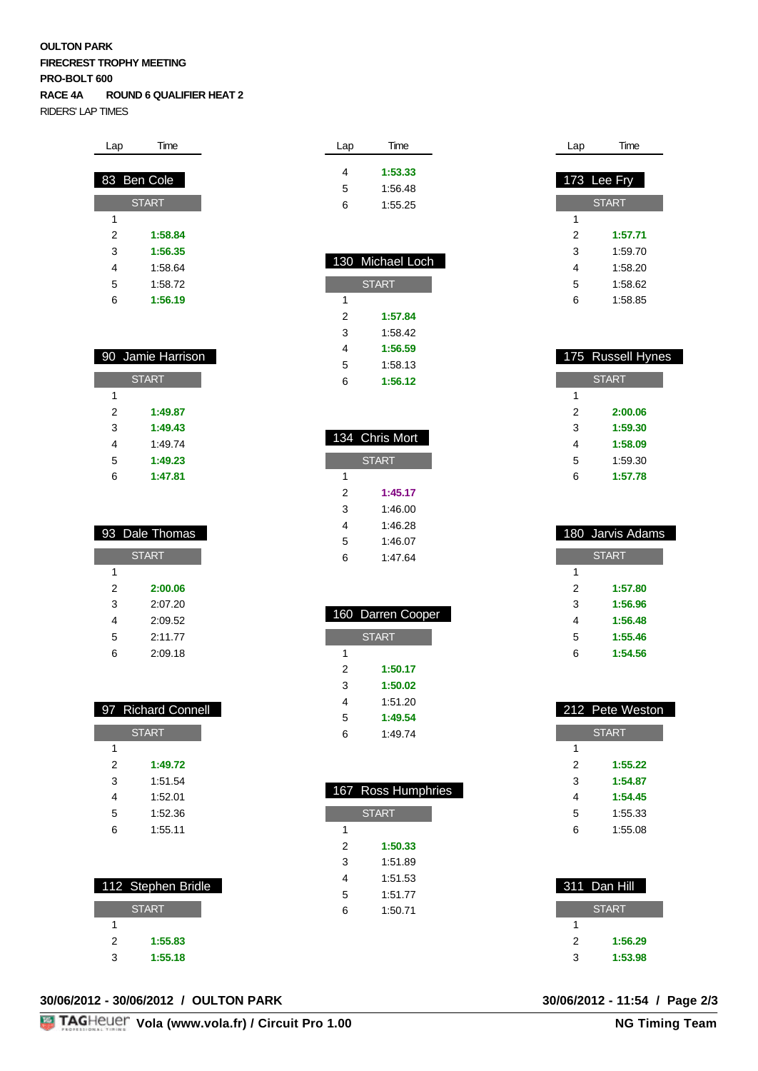**OULTON PARK**
**FIRECREST TROPHY MEETING**
**PRO-BOLT 600**
**RACE 4A ROUND 6 QUALIFIER HEAT 2**
RIDERS' LAP TIMES

### 83 Ben Cole

| Lap | Time |
|---|---|
| START | |
| 1 | |
| 2 | **1:58.84** |
| 3 | **1:56.35** |
| 4 | 1:58.64 |
| 5 | 1:58.72 |
| 6 | **1:56.19** |

### 90 Jamie Harrison

| Lap | Time |
|---|---|
| START | |
| 1 | |
| 2 | **1:49.87** |
| 3 | **1:49.43** |
| 4 | 1:49.74 |
| 5 | **1:49.23** |
| 6 | **1:47.81** |

### 93 Dale Thomas

| Lap | Time |
|---|---|
| START | |
| 1 | |
| 2 | **2:00.06** |
| 3 | 2:07.20 |
| 4 | 2:09.52 |
| 5 | 2:11.77 |
| 6 | 2:09.18 |

### 97 Richard Connell

| Lap | Time |
|---|---|
| START | |
| 1 | |
| 2 | **1:49.72** |
| 3 | 1:51.54 |
| 4 | 1:52.01 |
| 5 | 1:52.36 |
| 6 | 1:55.11 |

### 112 Stephen Bridle

| Lap | Time |
|---|---|
| START | |
| 1 | |
| 2 | **1:55.83** |
| 3 | **1:55.18** |
| 4 | **1:53.33** |
| 5 | 1:56.48 |
| 6 | 1:55.25 |

### 130 Michael Loch

| Lap | Time |
|---|---|
| START | |
| 1 | |
| 2 | **1:57.84** |
| 3 | 1:58.42 |
| 4 | **1:56.59** |
| 5 | 1:58.13 |
| 6 | **1:56.12** |

### 134 Chris Mort

| Lap | Time |
|---|---|
| START | |
| 1 | |
| 2 | **1:45.17** |
| 3 | 1:46.00 |
| 4 | 1:46.28 |
| 5 | 1:46.07 |
| 6 | 1:47.64 |

### 160 Darren Cooper

| Lap | Time |
|---|---|
| START | |
| 1 | |
| 2 | **1:50.17** |
| 3 | **1:50.02** |
| 4 | 1:51.20 |
| 5 | **1:49.54** |
| 6 | 1:49.74 |

### 167 Ross Humphries

| Lap | Time |
|---|---|
| START | |
| 1 | |
| 2 | **1:50.33** |
| 3 | 1:51.89 |
| 4 | 1:51.53 |
| 5 | 1:51.77 |
| 6 | 1:50.71 |

### 173 Lee Fry

| Lap | Time |
|---|---|
| START | |
| 1 | |
| 2 | **1:57.71** |
| 3 | 1:59.70 |
| 4 | 1:58.20 |
| 5 | 1:58.62 |
| 6 | 1:58.85 |

### 175 Russell Hynes

| Lap | Time |
|---|---|
| START | |
| 1 | |
| 2 | **2:00.06** |
| 3 | **1:59.30** |
| 4 | **1:58.09** |
| 5 | 1:59.30 |
| 6 | **1:57.78** |

### 180 Jarvis Adams

| Lap | Time |
|---|---|
| START | |
| 1 | |
| 2 | **1:57.80** |
| 3 | **1:56.96** |
| 4 | **1:56.48** |
| 5 | **1:55.46** |
| 6 | **1:54.56** |

### 212 Pete Weston

| Lap | Time |
|---|---|
| START | |
| 1 | |
| 2 | **1:55.22** |
| 3 | **1:54.87** |
| 4 | **1:54.45** |
| 5 | 1:55.33 |
| 6 | 1:55.08 |

### 311 Dan Hill

| Lap | Time |
|---|---|
| START | |
| 1 | |
| 2 | **1:56.29** |
| 3 | **1:53.98** |

**30/06/2012 - 30/06/2012 / OULTON PARK** — **30/06/2012 - 11:54**

**Vola (www.vola.fr) / Circuit Pro 1.00** — **NG Timing Team**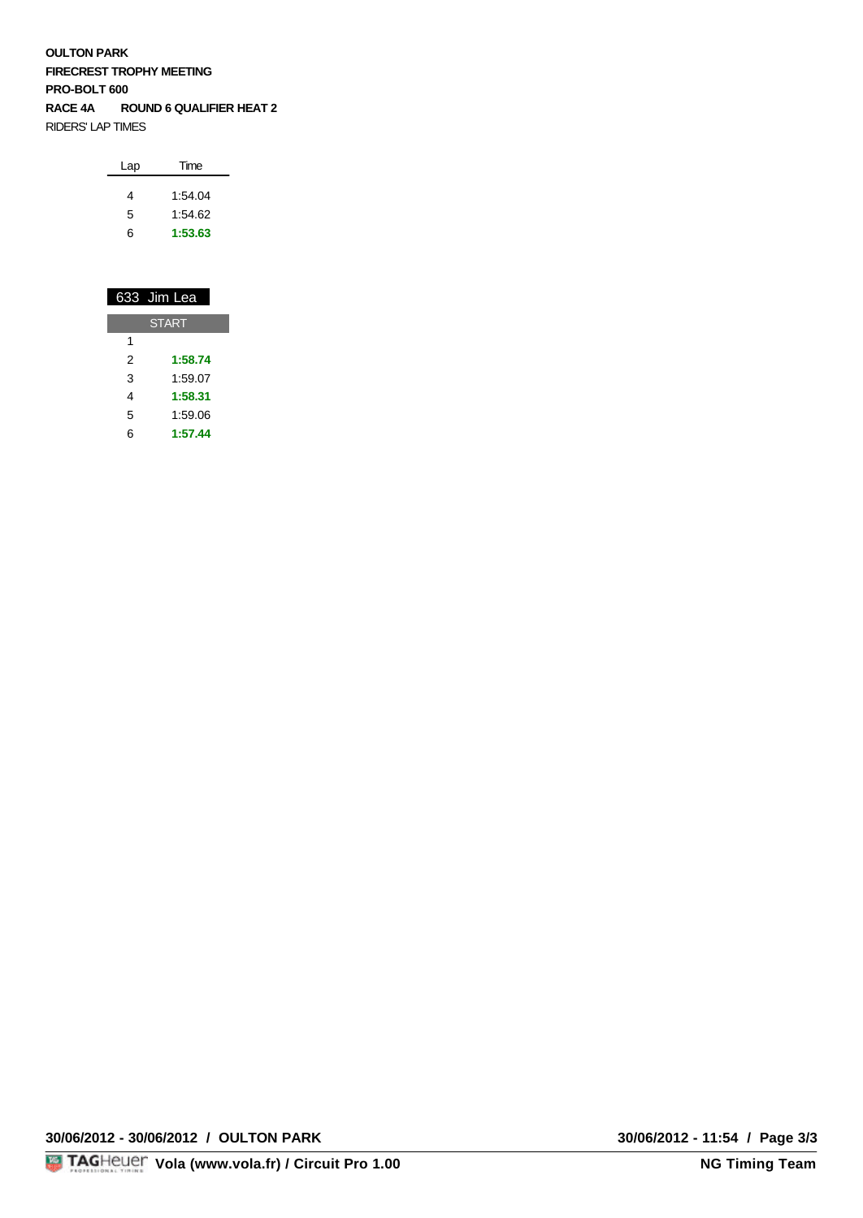**OULTON PARK**

**FIRECREST TROPHY MEETING**

**PRO-BOLT 600**

**RACE 4A ROUND 6 QUALIFIER HEAT 2**

RIDERS' LAP TIMES

| Lap | Time |
|---|---|
| 4 | 1:54.04 |
| 5 | 1:54.62 |
| 6 | **1:53.63** |

**633 Jim Lea**

| Lap | Time |
|---|---|
| START | |
| 1 | |
| 2 | **1:58.74** |
| 3 | 1:59.07 |
| 4 | **1:58.31** |
| 5 | 1:59.06 |
| 6 | **1:57.44** |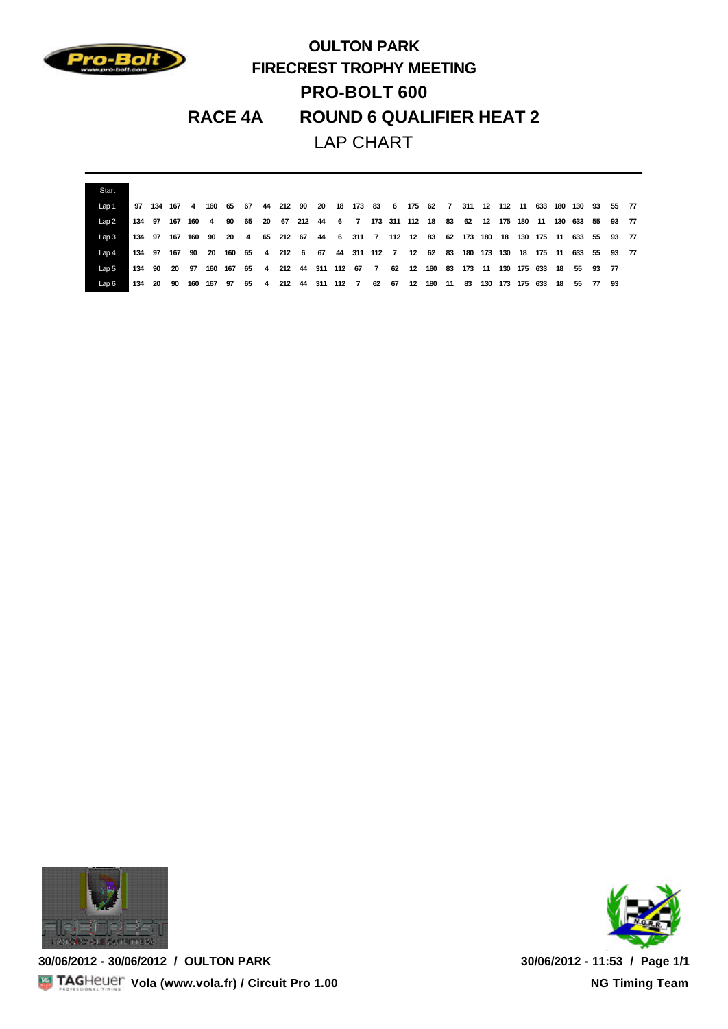# OULTON PARK

## FIRECREST TROPHY MEETING

## PRO-BOLT 600

## RACE 4A ROUND 6 QUALIFIER HEAT 2

LAP CHART

| Start | | | | | | | | | | | | | | | | | | | | | | | | | | | | |
|---|---|---|---|---|---|---|---|---|---|---|---|---|---|---|---|---|---|---|---|---|---|---|---|---|---|---|---|---|
| Lap 1 | 97 | 134 | 167 | 4 | 160 | 65 | 67 | 44 | 212 | 90 | 20 | 18 | 173 | 83 | 6 | 175 | 62 | 7 | 311 | 12 | 112 | 11 | 633 | 180 | 130 | 93 | 55 | 77 |
| Lap 2 | 134 | 97 | 167 | 160 | 4 | 90 | 65 | 20 | 67 | 212 | 44 | 6 | 7 | 173 | 311 | 112 | 18 | 83 | 62 | 12 | 175 | 180 | 11 | 130 | 633 | 55 | 93 | 77 |
| Lap 3 | 134 | 97 | 167 | 160 | 90 | 20 | 4 | 65 | 212 | 67 | 44 | 6 | 311 | 7 | 112 | 12 | 83 | 62 | 173 | 180 | 18 | 130 | 175 | 11 | 633 | 55 | 93 | 77 |
| Lap 4 | 134 | 97 | 167 | 90 | 20 | 160 | 65 | 4 | 212 | 6 | 67 | 44 | 311 | 112 | 7 | 12 | 62 | 83 | 180 | 173 | 130 | 18 | 175 | 11 | 633 | 55 | 93 | 77 |
| Lap 5 | 134 | 90 | 20 | 97 | 160 | 167 | 65 | 4 | 212 | 44 | 311 | 112 | 67 | 7 | 62 | 12 | 180 | 83 | 173 | 11 | 130 | 175 | 633 | 18 | 55 | 93 | 77 | |
| Lap 6 | 134 | 20 | 90 | 160 | 167 | 97 | 65 | 4 | 212 | 44 | 311 | 112 | 7 | 62 | 67 | 12 | 180 | 11 | 83 | 130 | 173 | 175 | 633 | 18 | 55 | 77 | 93 | |

30/06/2012 - 30/06/2012 / OULTON PARK

30/06/2012 - 11:53 / Page 1/1

Vola (www.vola.fr) / Circuit Pro 1.00

NG Timing Team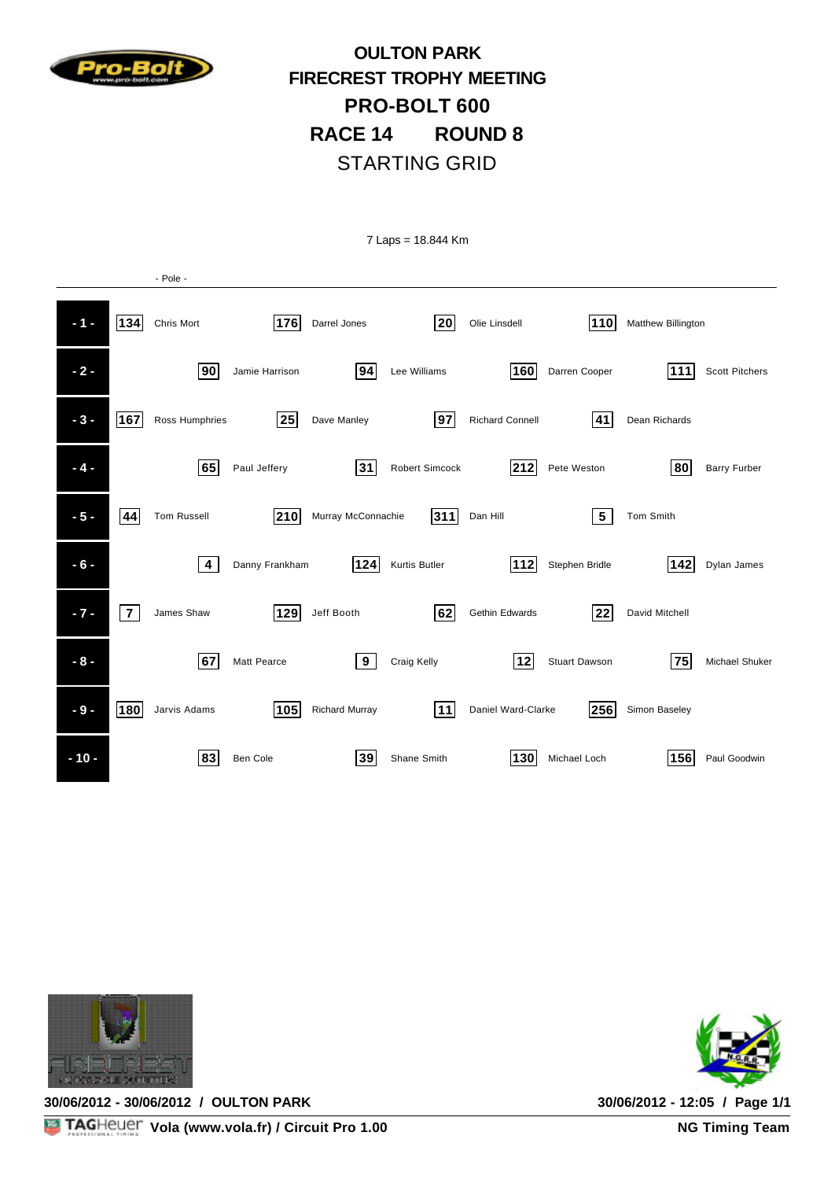# OULTON PARK
# FIRECREST TROPHY MEETING
# PRO-BOLT 600
# RACE 14 ROUND 8
## STARTING GRID

7 Laps = 18.844 Km

- Pole -

| Row | No. | Rider | No. | Rider | No. | Rider | No. | Rider |
|---|---|---|---|---|---|---|---|---|
| - 1 - | 134 | Chris Mort | 176 | Darrel Jones | 20 | Olie Linsdell | 110 | Matthew Billington |
| - 2 - | 90 | Jamie Harrison | 94 | Lee Williams | 160 | Darren Cooper | 111 | Scott Pitchers |
| - 3 - | 167 | Ross Humphries | 25 | Dave Manley | 97 | Richard Connell | 41 | Dean Richards |
| - 4 - | 65 | Paul Jeffery | 31 | Robert Simcock | 212 | Pete Weston | 80 | Barry Furber |
| - 5 - | 44 | Tom Russell | 210 | Murray McConnachie | 311 | Dan Hill | 5 | Tom Smith |
| - 6 - | 4 | Danny Frankham | 124 | Kurtis Butler | 112 | Stephen Bridle | 142 | Dylan James |
| - 7 - | 7 | James Shaw | 129 | Jeff Booth | 62 | Gethin Edwards | 22 | David Mitchell |
| - 8 - | 67 | Matt Pearce | 9 | Craig Kelly | 12 | Stuart Dawson | 75 | Michael Shuker |
| - 9 - | 180 | Jarvis Adams | 105 | Richard Murray | 11 | Daniel Ward-Clarke | 256 | Simon Baseley |
| - 10 - | 83 | Ben Cole | 39 | Shane Smith | 130 | Michael Loch | 156 | Paul Goodwin |

**30/06/2012 - 30/06/2012 / OULTON PARK** **30/06/2012 - 12:05 / Page 1/1**

**Vola (www.vola.fr) / Circuit Pro 1.00** **NG Timing Team**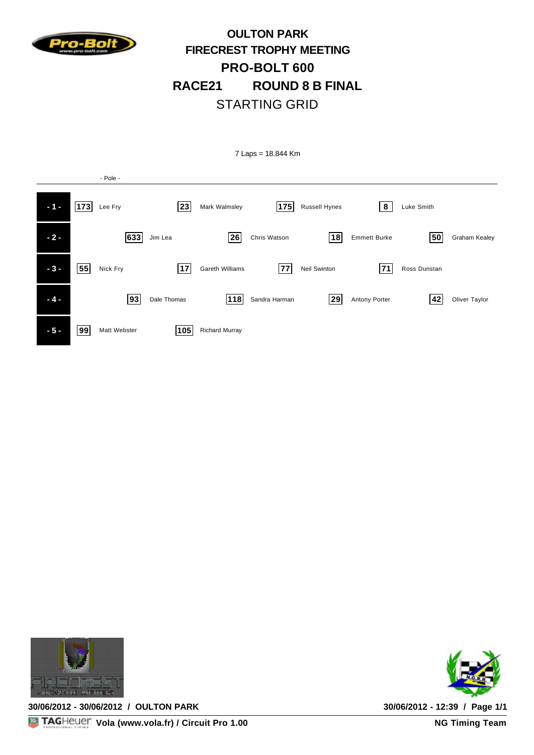# OULTON PARK
# FIRECREST TROPHY MEETING
# PRO-BOLT 600
# RACE21 ROUND 8 B FINAL
## STARTING GRID

7 Laps = 18.844 Km

- Pole -

| Row | No. | Rider | No. | Rider | No. | Rider | No. | Rider |
|---|---|---|---|---|---|---|---|---|
| - 1 - | 173 | Lee Fry | 23 | Mark Walmsley | 175 | Russell Hynes | 8 | Luke Smith |
| - 2 - | 633 | Jim Lea | 26 | Chris Watson | 18 | Emmett Burke | 50 | Graham Kealey |
| - 3 - | 55 | Nick Fry | 17 | Gareth Williams | 77 | Neil Swinton | 71 | Ross Dunstan |
| - 4 - | 93 | Dale Thomas | 118 | Sandra Harman | 29 | Antony Porter | 42 | Oliver Taylor |
| - 5 - | 99 | Matt Webster | 105 | Richard Murray | | | | |

30/06/2012 - 30/06/2012 / OULTON PARK

30/06/2012 - 12:39

Vola (www.vola.fr) / Circuit Pro 1.00

NG Timing Team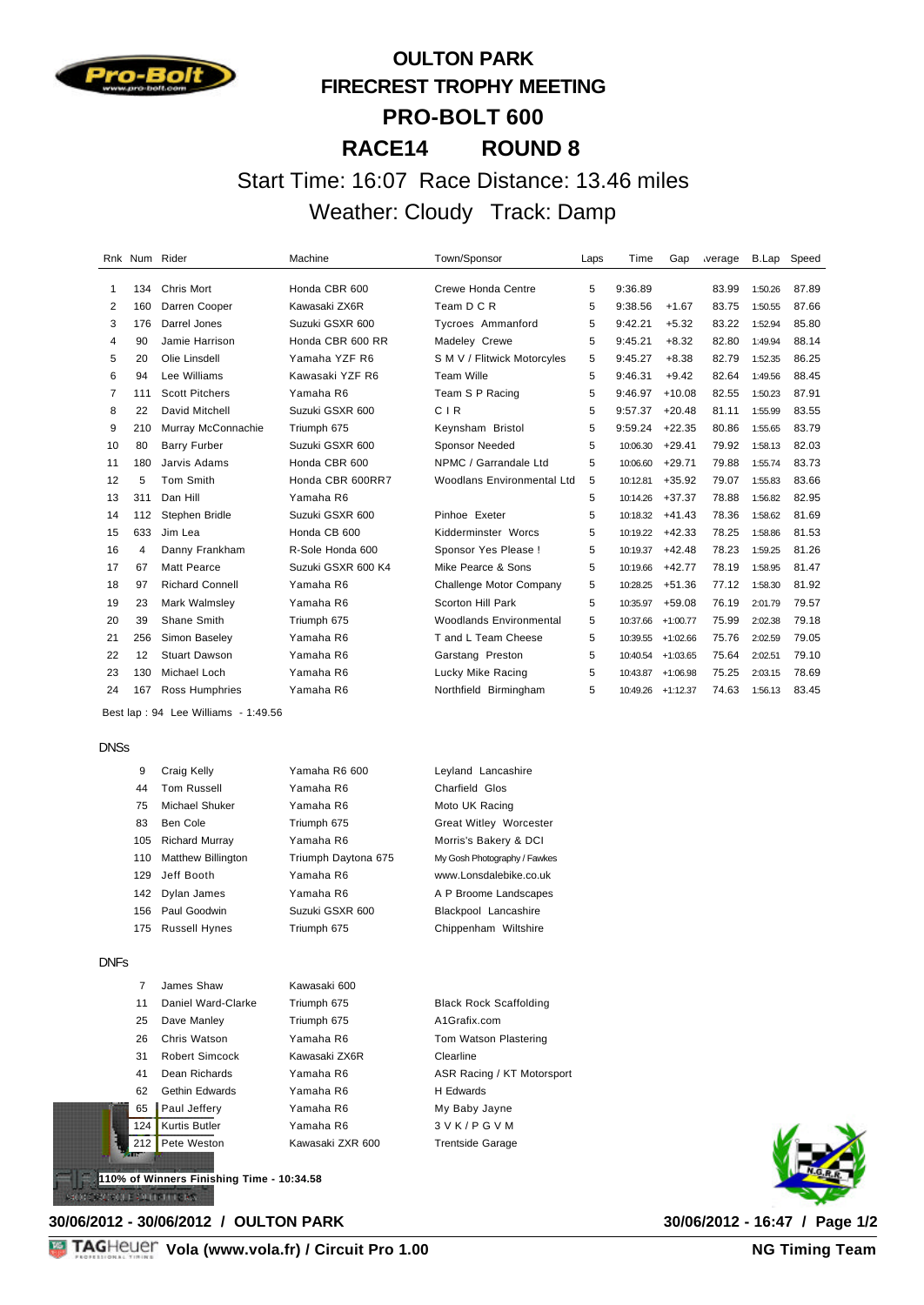# OULTON PARK
# FIRECREST TROPHY MEETING
# PRO-BOLT 600
# RACE14 ROUND 8

Start Time: 16:07 Race Distance: 13.46 miles

Weather: Cloudy Track: Damp

| Rnk | Num | Rider | Machine | Town/Sponsor | Laps | Time | Gap | Average | B.Lap | Speed |
|---|---|---|---|---|---|---|---|---|---|---|
| 1 | 134 | Chris Mort | Honda CBR 600 | Crewe Honda Centre | 5 | 9:36.89 | | 83.99 | 1:50.26 | 87.89 |
| 2 | 160 | Darren Cooper | Kawasaki ZX6R | Team D C R | 5 | 9:38.56 | +1.67 | 83.75 | 1:50.55 | 87.66 |
| 3 | 176 | Darrel Jones | Suzuki GSXR 600 | Tycroes Ammanford | 5 | 9:42.21 | +5.32 | 83.22 | 1:52.94 | 85.80 |
| 4 | 90 | Jamie Harrison | Honda CBR 600 RR | Madeley Crewe | 5 | 9:45.21 | +8.32 | 82.80 | 1:49.94 | 88.14 |
| 5 | 20 | Olie Linsdell | Yamaha YZF R6 | S M V / Flitwick Motorcyles | 5 | 9:45.27 | +8.38 | 82.79 | 1:52.35 | 86.25 |
| 6 | 94 | Lee Williams | Kawasaki YZF R6 | Team Wille | 5 | 9:46.31 | +9.42 | 82.64 | 1:49.56 | 88.45 |
| 7 | 111 | Scott Pitchers | Yamaha R6 | Team S P Racing | 5 | 9:46.97 | +10.08 | 82.55 | 1:50.23 | 87.91 |
| 8 | 22 | David Mitchell | Suzuki GSXR 600 | C I R | 5 | 9:57.37 | +20.48 | 81.11 | 1:55.99 | 83.55 |
| 9 | 210 | Murray McConnachie | Triumph 675 | Keynsham Bristol | 5 | 9:59.24 | +22.35 | 80.86 | 1:55.65 | 83.79 |
| 10 | 80 | Barry Furber | Suzuki GSXR 600 | Sponsor Needed | 5 | 10:06.30 | +29.41 | 79.92 | 1:58.13 | 82.03 |
| 11 | 180 | Jarvis Adams | Honda CBR 600 | NPMC / Garrandale Ltd | 5 | 10:06.60 | +29.71 | 79.88 | 1:55.74 | 83.73 |
| 12 | 5 | Tom Smith | Honda CBR 600RR7 | Woodlans Environmental Ltd | 5 | 10:12.81 | +35.92 | 79.07 | 1:55.83 | 83.66 |
| 13 | 311 | Dan Hill | Yamaha R6 | | 5 | 10:14.26 | +37.37 | 78.88 | 1:56.82 | 82.95 |
| 14 | 112 | Stephen Bridle | Suzuki GSXR 600 | Pinhoe Exeter | 5 | 10:18.32 | +41.43 | 78.36 | 1:58.62 | 81.69 |
| 15 | 633 | Jim Lea | Honda CB 600 | Kidderminster Worcs | 5 | 10:19.22 | +42.33 | 78.25 | 1:58.86 | 81.53 |
| 16 | 4 | Danny Frankham | R-Sole Honda 600 | Sponsor Yes Please ! | 5 | 10:19.37 | +42.48 | 78.23 | 1:59.25 | 81.26 |
| 17 | 67 | Matt Pearce | Suzuki GSXR 600 K4 | Mike Pearce & Sons | 5 | 10:19.66 | +42.77 | 78.19 | 1:58.95 | 81.47 |
| 18 | 97 | Richard Connell | Yamaha R6 | Challenge Motor Company | 5 | 10:28.25 | +51.36 | 77.12 | 1:58.30 | 81.92 |
| 19 | 23 | Mark Walmsley | Yamaha R6 | Scorton Hill Park | 5 | 10:35.97 | +59.08 | 76.19 | 2:01.79 | 79.57 |
| 20 | 39 | Shane Smith | Triumph 675 | Woodlands Environmental | 5 | 10:37.66 | +1:00.77 | 75.99 | 2:02.38 | 79.18 |
| 21 | 256 | Simon Baseley | Yamaha R6 | T and L Team Cheese | 5 | 10:39.55 | +1:02.66 | 75.76 | 2:02.59 | 79.05 |
| 22 | 12 | Stuart Dawson | Yamaha R6 | Garstang Preston | 5 | 10:40.54 | +1:03.65 | 75.64 | 2:02.51 | 79.10 |
| 23 | 130 | Michael Loch | Yamaha R6 | Lucky Mike Racing | 5 | 10:43.87 | +1:06.98 | 75.25 | 2:03.15 | 78.69 |
| 24 | 167 | Ross Humphries | Yamaha R6 | Northfield Birmingham | 5 | 10:49.26 | +1:12.37 | 74.63 | 1:56.13 | 83.45 |

Best lap : 94 Lee Williams - 1:49.56

## DNSs

| Num | Rider | Machine | Town/Sponsor |
|---|---|---|---|
| 9 | Craig Kelly | Yamaha R6 600 | Leyland Lancashire |
| 44 | Tom Russell | Yamaha R6 | Charfield Glos |
| 75 | Michael Shuker | Yamaha R6 | Moto UK Racing |
| 83 | Ben Cole | Triumph 675 | Great Witley Worcester |
| 105 | Richard Murray | Yamaha R6 | Morris's Bakery & DCI |
| 110 | Matthew Billington | Triumph Daytona 675 | My Gosh Photography / Fawkes |
| 129 | Jeff Booth | Yamaha R6 | www.Lonsdalebike.co.uk |
| 142 | Dylan James | Yamaha R6 | A P Broome Landscapes |
| 156 | Paul Goodwin | Suzuki GSXR 600 | Blackpool Lancashire |
| 175 | Russell Hynes | Triumph 675 | Chippenham Wiltshire |

## DNFs

| Num | Rider | Machine | Town/Sponsor |
|---|---|---|---|
| 7 | James Shaw | Kawasaki 600 | |
| 11 | Daniel Ward-Clarke | Triumph 675 | Black Rock Scaffolding |
| 25 | Dave Manley | Triumph 675 | A1Grafix.com |
| 26 | Chris Watson | Yamaha R6 | Tom Watson Plastering |
| 31 | Robert Simcock | Kawasaki ZX6R | Clearline |
| 41 | Dean Richards | Yamaha R6 | ASR Racing / KT Motorsport |
| 62 | Gethin Edwards | Yamaha R6 | H Edwards |
| 65 | Paul Jeffery | Yamaha R6 | My Baby Jayne |
| 124 | Kurtis Butler | Yamaha R6 | 3 V K / P G V M |
| 212 | Pete Weston | Kawasaki ZXR 600 | Trentside Garage |

**110% of Winners Finishing Time - 10:34.58**

**30/06/2012 - 30/06/2012 / OULTON PARK** **30/06/2012 - 16:47**

**Vola (www.vola.fr) / Circuit Pro 1.00** **NG Timing Team**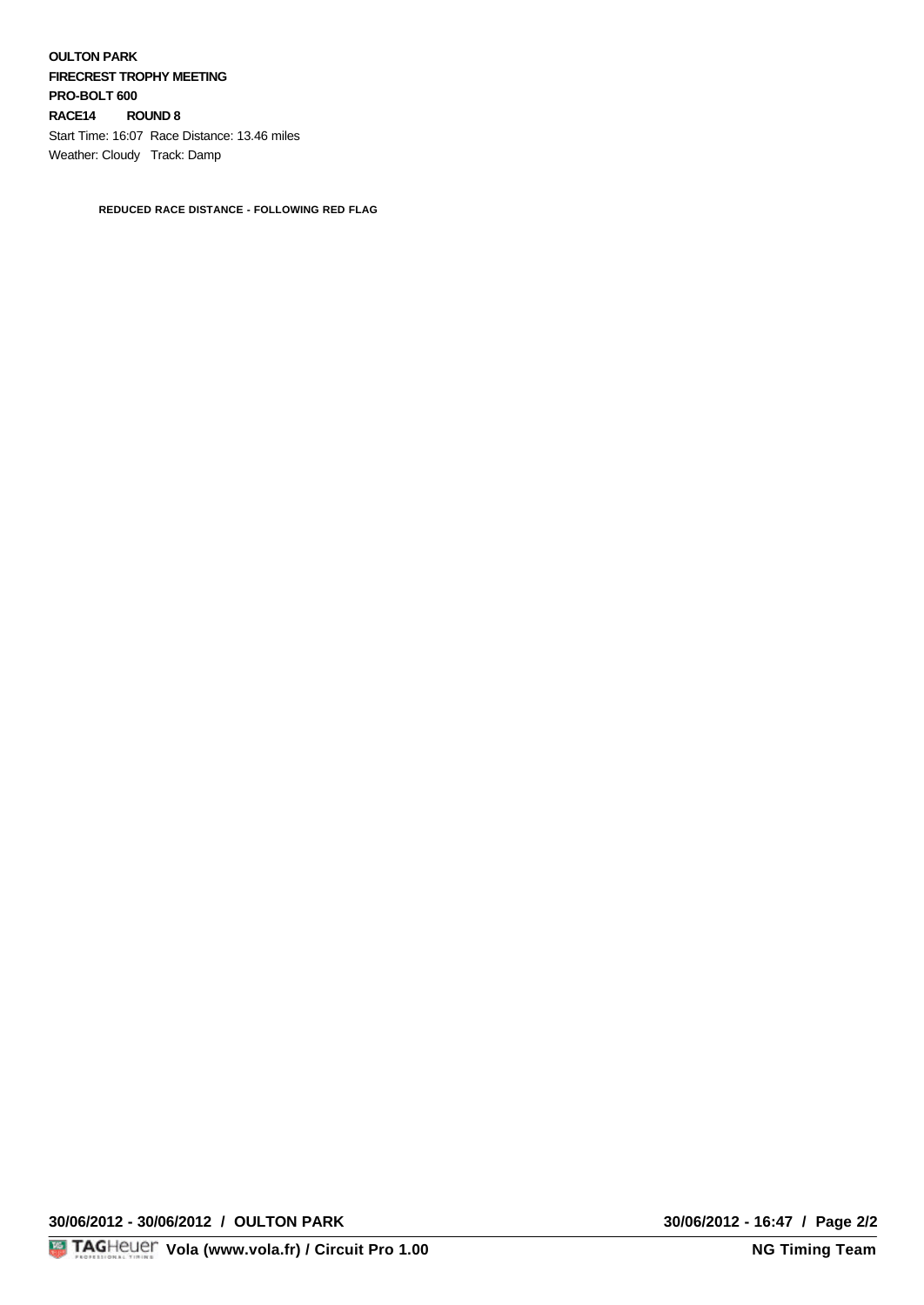**OULTON PARK**
**FIRECREST TROPHY MEETING**
**PRO-BOLT 600**
**RACE14 ROUND 8**

Start Time: 16:07 Race Distance: 13.46 miles
Weather: Cloudy Track: Damp

**REDUCED RACE DISTANCE - FOLLOWING RED FLAG**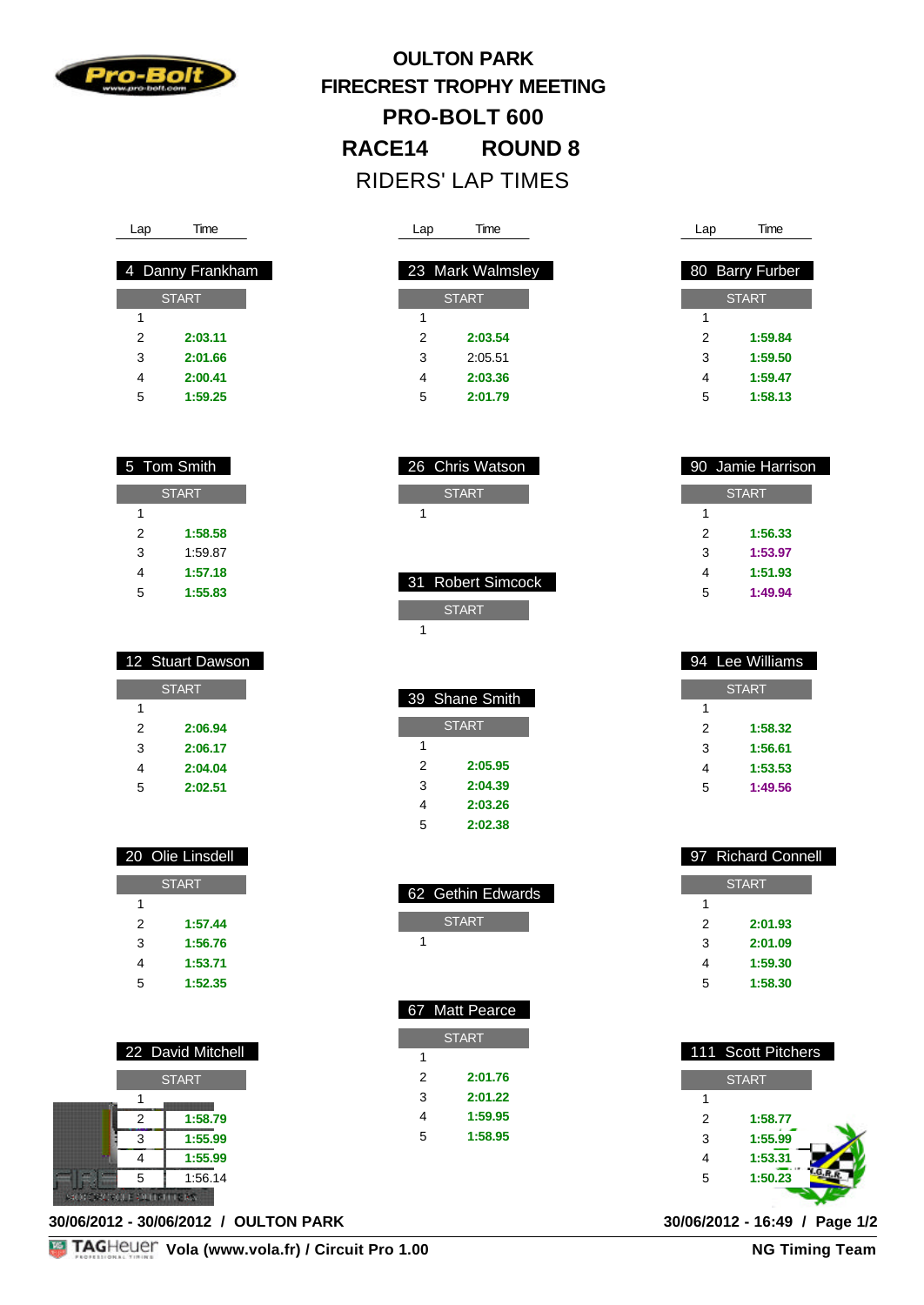# OULTON PARK
# FIRECREST TROPHY MEETING
# PRO-BOLT 600
# RACE14 ROUND 8
## RIDERS' LAP TIMES

### 4 Danny Frankham

| Lap | Time |
|---|---|
| START | |
| 1 | |
| 2 | **2:03.11** |
| 3 | **2:01.66** |
| 4 | **2:00.41** |
| 5 | **1:59.25** |

### 5 Tom Smith

| Lap | Time |
|---|---|
| START | |
| 1 | |
| 2 | **1:58.58** |
| 3 | 1:59.87 |
| 4 | **1:57.18** |
| 5 | **1:55.83** |

### 12 Stuart Dawson

| Lap | Time |
|---|---|
| START | |
| 1 | |
| 2 | **2:06.94** |
| 3 | **2:06.17** |
| 4 | **2:04.04** |
| 5 | **2:02.51** |

### 20 Olie Linsdell

| Lap | Time |
|---|---|
| START | |
| 1 | |
| 2 | **1:57.44** |
| 3 | **1:56.76** |
| 4 | **1:53.71** |
| 5 | **1:52.35** |

### 22 David Mitchell

| Lap | Time |
|---|---|
| START | |
| 1 | |
| 2 | **1:58.79** |
| 3 | **1:55.99** |
| 4 | **1:55.99** |
| 5 | 1:56.14 |

### 23 Mark Walmsley

| Lap | Time |
|---|---|
| START | |
| 1 | |
| 2 | **2:03.54** |
| 3 | 2:05.51 |
| 4 | **2:03.36** |
| 5 | **2:01.79** |

### 26 Chris Watson

| Lap | Time |
|---|---|
| START | |
| 1 | |

### 31 Robert Simcock

| Lap | Time |
|---|---|
| START | |
| 1 | |

### 39 Shane Smith

| Lap | Time |
|---|---|
| START | |
| 1 | |
| 2 | **2:05.95** |
| 3 | **2:04.39** |
| 4 | **2:03.26** |
| 5 | **2:02.38** |

### 62 Gethin Edwards

| Lap | Time |
|---|---|
| START | |
| 1 | |

### 67 Matt Pearce

| Lap | Time |
|---|---|
| START | |
| 1 | |
| 2 | **2:01.76** |
| 3 | **2:01.22** |
| 4 | **1:59.95** |
| 5 | **1:58.95** |

### 80 Barry Furber

| Lap | Time |
|---|---|
| START | |
| 1 | |
| 2 | **1:59.84** |
| 3 | **1:59.50** |
| 4 | **1:59.47** |
| 5 | **1:58.13** |

### 90 Jamie Harrison

| Lap | Time |
|---|---|
| START | |
| 1 | |
| 2 | **1:56.33** |
| 3 | **1:53.97** |
| 4 | **1:51.93** |
| 5 | **1:49.94** |

### 94 Lee Williams

| Lap | Time |
|---|---|
| START | |
| 1 | |
| 2 | **1:58.32** |
| 3 | **1:56.61** |
| 4 | **1:53.53** |
| 5 | **1:49.56** |

### 97 Richard Connell

| Lap | Time |
|---|---|
| START | |
| 1 | |
| 2 | **2:01.93** |
| 3 | **2:01.09** |
| 4 | **1:59.30** |
| 5 | **1:58.30** |

### 111 Scott Pitchers

| Lap | Time |
|---|---|
| START | |
| 1 | |
| 2 | **1:58.77** |
| 3 | **1:55.99** |
| 4 | **1:53.31** |
| 5 | **1:50.23** |

**30/06/2012 - 30/06/2012 / OULTON PARK** **30/06/2012 - 16:49**

**Vola (www.vola.fr) / Circuit Pro 1.00** **NG Timing Team**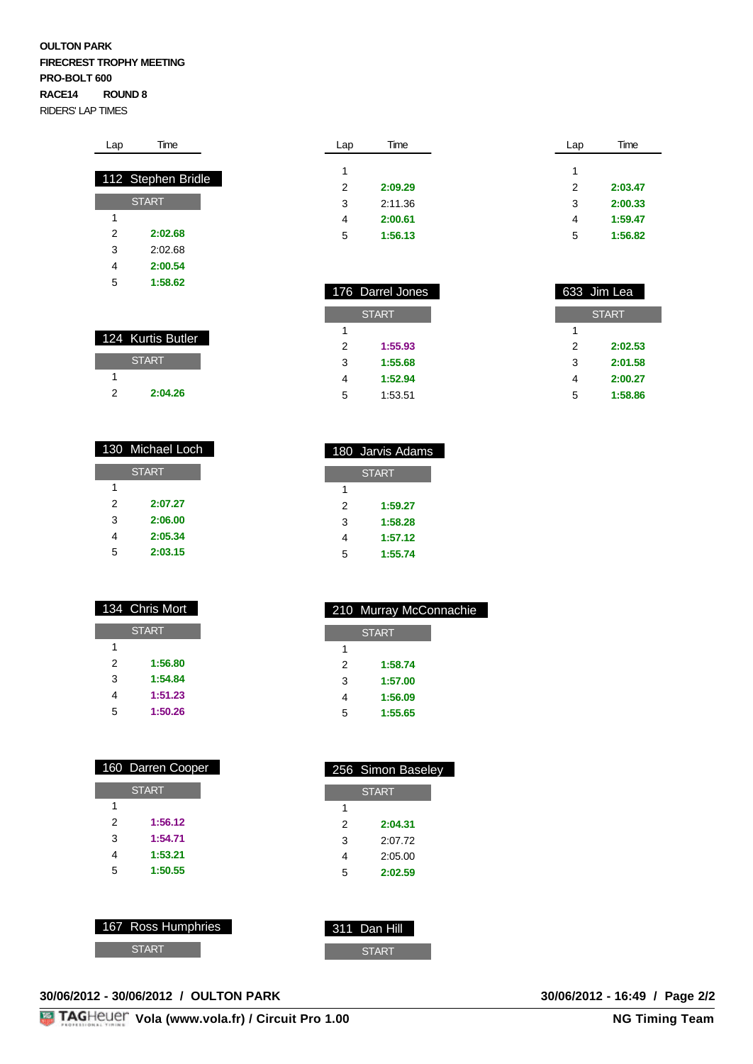**OULTON PARK**
**FIRECREST TROPHY MEETING**
**PRO-BOLT 600**
**RACE14 ROUND 8**
RIDERS' LAP TIMES

| Lap | Time |
|---|---|
| 1 | |
| 2 | **2:09.29** |
| 3 | 2:11.36 |
| 4 | **2:00.61** |
| 5 | **1:56.13** |

| Lap | Time |
|---|---|
| 1 | |
| 2 | **2:03.47** |
| 3 | **2:00.33** |
| 4 | **1:59.47** |
| 5 | **1:56.82** |

### 112 Stephen Bridle

| Lap | Time |
|---|---|
| START | |
| 1 | |
| 2 | **2:02.68** |
| 3 | 2:02.68 |
| 4 | **2:00.54** |
| 5 | **1:58.62** |

### 124 Kurtis Butler

| Lap | Time |
|---|---|
| START | |
| 1 | |
| 2 | **2:04.26** |

### 130 Michael Loch

| Lap | Time |
|---|---|
| START | |
| 1 | |
| 2 | **2:07.27** |
| 3 | **2:06.00** |
| 4 | **2:05.34** |
| 5 | **2:03.15** |

### 134 Chris Mort

| Lap | Time |
|---|---|
| START | |
| 1 | |
| 2 | **1:56.80** |
| 3 | **1:54.84** |
| 4 | **1:51.23** |
| 5 | **1:50.26** |

### 160 Darren Cooper

| Lap | Time |
|---|---|
| START | |
| 1 | |
| 2 | **1:56.12** |
| 3 | **1:54.71** |
| 4 | **1:53.21** |
| 5 | **1:50.55** |

### 167 Ross Humphries

| Lap | Time |
|---|---|
| START | |

### 176 Darrel Jones

| Lap | Time |
|---|---|
| START | |
| 1 | |
| 2 | **1:55.93** |
| 3 | **1:55.68** |
| 4 | **1:52.94** |
| 5 | 1:53.51 |

### 180 Jarvis Adams

| Lap | Time |
|---|---|
| START | |
| 1 | |
| 2 | **1:59.27** |
| 3 | **1:58.28** |
| 4 | **1:57.12** |
| 5 | **1:55.74** |

### 210 Murray McConnachie

| Lap | Time |
|---|---|
| START | |
| 1 | |
| 2 | **1:58.74** |
| 3 | **1:57.00** |
| 4 | **1:56.09** |
| 5 | **1:55.65** |

### 256 Simon Baseley

| Lap | Time |
|---|---|
| START | |
| 1 | |
| 2 | **2:04.31** |
| 3 | 2:07.72 |
| 4 | 2:05.00 |
| 5 | **2:02.59** |

### 311 Dan Hill

| Lap | Time |
|---|---|
| START | |

### 633 Jim Lea

| Lap | Time |
|---|---|
| START | |
| 1 | |
| 2 | **2:02.53** |
| 3 | **2:01.58** |
| 4 | **2:00.27** |
| 5 | **1:58.86** |

**30/06/2012 - 30/06/2012 / OULTON PARK** **30/06/2012 - 16:49**

**Vola (www.vola.fr) / Circuit Pro 1.00** **NG Timing Team**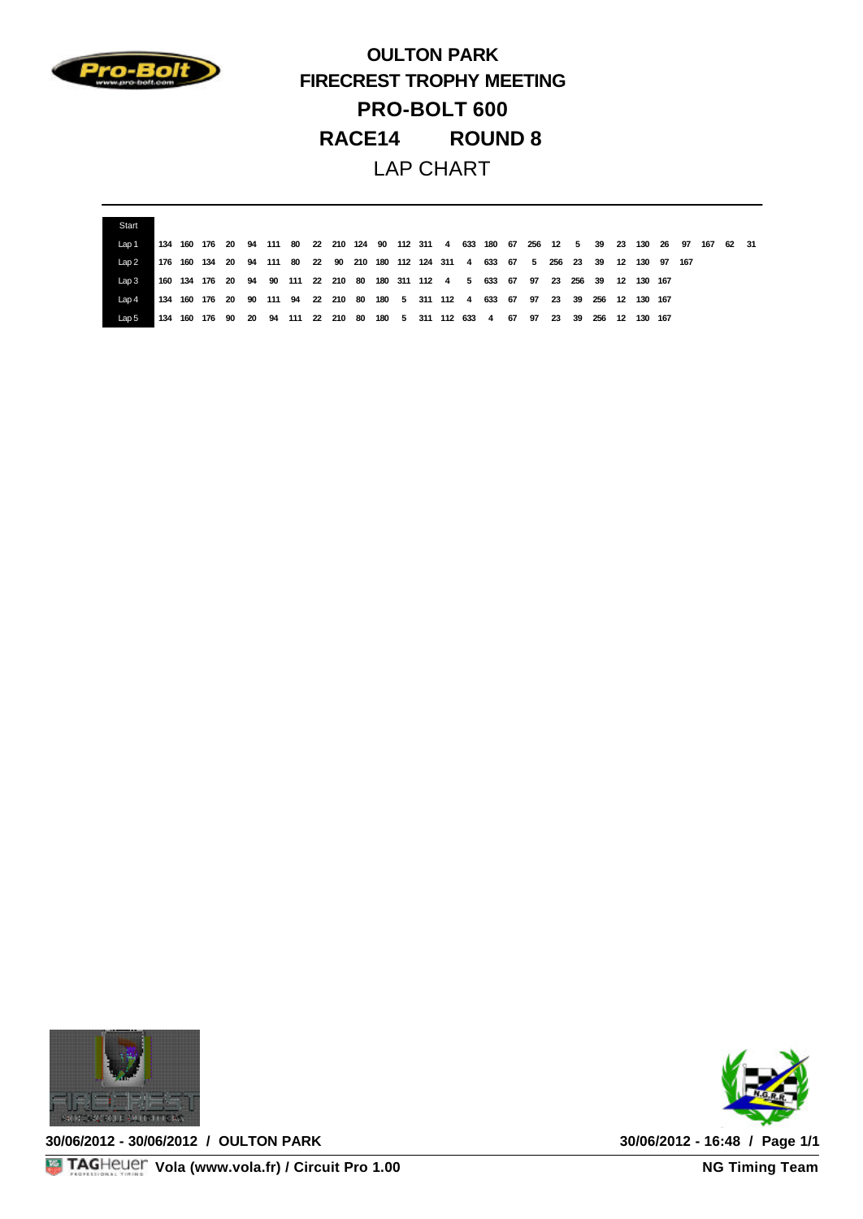# OULTON PARK

## FIRECREST TROPHY MEETING

## PRO-BOLT 600

## RACE14 ROUND 8

LAP CHART

| Start | | | | | | | | | | | | | | | | | | | | | | | | | | | | |
|---|---|---|---|---|---|---|---|---|---|---|---|---|---|---|---|---|---|---|---|---|---|---|---|---|---|---|---|---|
| Lap 1 | 134 | 160 | 176 | 20 | 94 | 111 | 80 | 22 | 210 | 124 | 90 | 112 | 311 | 4 | 633 | 180 | 67 | 256 | 12 | 5 | 39 | 23 | 130 | 26 | 97 | 167 | 62 | 31 |
| Lap 2 | 176 | 160 | 134 | 20 | 94 | 111 | 80 | 22 | 90 | 210 | 180 | 112 | 124 | 311 | 4 | 633 | 67 | 5 | 256 | 23 | 39 | 12 | 130 | 97 | 167 | | | |
| Lap 3 | 160 | 134 | 176 | 20 | 94 | 90 | 111 | 22 | 210 | 80 | 180 | 311 | 112 | 4 | 5 | 633 | 67 | 97 | 23 | 256 | 39 | 12 | 130 | 167 | | | | |
| Lap 4 | 134 | 160 | 176 | 20 | 90 | 111 | 94 | 22 | 210 | 80 | 180 | 5 | 311 | 112 | 4 | 633 | 67 | 97 | 23 | 39 | 256 | 12 | 130 | 167 | | | | |
| Lap 5 | 134 | 160 | 176 | 90 | 20 | 94 | 111 | 22 | 210 | 80 | 180 | 5 | 311 | 112 | 633 | 4 | 67 | 97 | 23 | 39 | 256 | 12 | 130 | 167 | | | | |

30/06/2012 - 30/06/2012 / OULTON PARK

30/06/2012 - 16:48 / Page 1/1

Vola (www.vola.fr) / Circuit Pro 1.00

NG Timing Team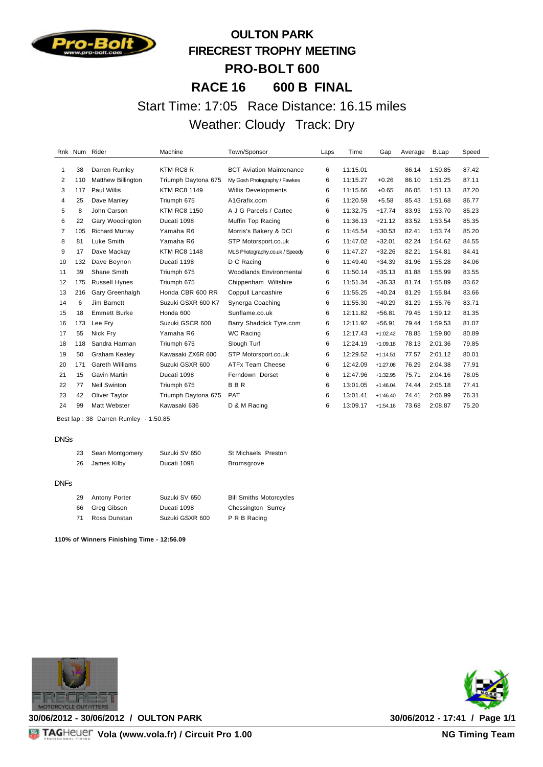# OULTON PARK
## FIRECREST TROPHY MEETING
## PRO-BOLT 600
## RACE 16 600 B FINAL

Start Time: 17:05 Race Distance: 16.15 miles

Weather: Cloudy Track: Dry

| Rnk | Num | Rider | Machine | Town/Sponsor | Laps | Time | Gap | Average | B.Lap | Speed |
|---|---|---|---|---|---|---|---|---|---|---|
| 1 | 38 | Darren Rumley | KTM RC8 R | BCT Aviation Maintenance | 6 | 11:15.01 | | 86.14 | 1:50.85 | 87.42 |
| 2 | 110 | Matthew Billington | Triumph Daytona 675 | My Gosh Photography / Fawkes | 6 | 11:15.27 | +0.26 | 86.10 | 1:51.25 | 87.11 |
| 3 | 117 | Paul Willis | KTM RC8 1149 | Willis Developments | 6 | 11:15.66 | +0.65 | 86.05 | 1:51.13 | 87.20 |
| 4 | 25 | Dave Manley | Triumph 675 | A1Grafix.com | 6 | 11:20.59 | +5.58 | 85.43 | 1:51.68 | 86.77 |
| 5 | 8 | John Carson | KTM RC8 1150 | A J G Parcels / Cartec | 6 | 11:32.75 | +17.74 | 83.93 | 1:53.70 | 85.23 |
| 6 | 22 | Gary Woodington | Ducati 1098 | Muffin Top Racing | 6 | 11:36.13 | +21.12 | 83.52 | 1:53.54 | 85.35 |
| 7 | 105 | Richard Murray | Yamaha R6 | Morris's Bakery & DCI | 6 | 11:45.54 | +30.53 | 82.41 | 1:53.74 | 85.20 |
| 8 | 81 | Luke Smith | Yamaha R6 | STP Motorsport.co.uk | 6 | 11:47.02 | +32.01 | 82.24 | 1:54.62 | 84.55 |
| 9 | 17 | Dave Mackay | KTM RC8 1148 | MLS Photography.co.uk / Speedy | 6 | 11:47.27 | +32.26 | 82.21 | 1:54.81 | 84.41 |
| 10 | 132 | Dave Beynon | Ducati 1198 | D C Racing | 6 | 11:49.40 | +34.39 | 81.96 | 1:55.28 | 84.06 |
| 11 | 39 | Shane Smith | Triumph 675 | Woodlands Environmental | 6 | 11:50.14 | +35.13 | 81.88 | 1:55.99 | 83.55 |
| 12 | 175 | Russell Hynes | Triumph 675 | Chippenham Wiltshire | 6 | 11:51.34 | +36.33 | 81.74 | 1:55.89 | 83.62 |
| 13 | 216 | Gary Greenhalgh | Honda CBR 600 RR | Coppull Lancashire | 6 | 11:55.25 | +40.24 | 81.29 | 1:55.84 | 83.66 |
| 14 | 6 | Jim Barnett | Suzuki GSXR 600 K7 | Synerga Coaching | 6 | 11:55.30 | +40.29 | 81.29 | 1:55.76 | 83.71 |
| 15 | 18 | Emmett Burke | Honda 600 | Sunflame.co.uk | 6 | 12:11.82 | +56.81 | 79.45 | 1:59.12 | 81.35 |
| 16 | 173 | Lee Fry | Suzuki GSCR 600 | Barry Shaddick Tyre.com | 6 | 12:11.92 | +56.91 | 79.44 | 1:59.53 | 81.07 |
| 17 | 55 | Nick Fry | Yamaha R6 | WC Racing | 6 | 12:17.43 | +1:02.42 | 78.85 | 1:59.80 | 80.89 |
| 18 | 118 | Sandra Harman | Triumph 675 | Slough Turf | 6 | 12:24.19 | +1:09.18 | 78.13 | 2:01.36 | 79.85 |
| 19 | 50 | Graham Kealey | Kawasaki ZX6R 600 | STP Motorsport.co.uk | 6 | 12:29.52 | +1:14.51 | 77.57 | 2:01.12 | 80.01 |
| 20 | 171 | Gareth Williams | Suzuki GSXR 600 | ATFx Team Cheese | 6 | 12:42.09 | +1:27.08 | 76.29 | 2:04.38 | 77.91 |
| 21 | 15 | Gavin Martin | Ducati 1098 | Ferndown Dorset | 6 | 12:47.96 | +1:32.95 | 75.71 | 2:04.16 | 78.05 |
| 22 | 77 | Neil Swinton | Triumph 675 | B B R | 6 | 13:01.05 | +1:46.04 | 74.44 | 2:05.18 | 77.41 |
| 23 | 42 | Oliver Taylor | Triumph Daytona 675 | PAT | 6 | 13:01.41 | +1:46.40 | 74.41 | 2:06.99 | 76.31 |
| 24 | 99 | Matt Webster | Kawasaki 636 | D & M Racing | 6 | 13:09.17 | +1:54.16 | 73.68 | 2:08.87 | 75.20 |

Best lap : 38 Darren Rumley - 1:50.85

DNSs

| Num | Rider | Machine | Town/Sponsor |
|---|---|---|---|
| 23 | Sean Montgomery | Suzuki SV 650 | St Michaels Preston |
| 26 | James Kilby | Ducati 1098 | Bromsgrove |

DNFs

| Num | Rider | Machine | Town/Sponsor |
|---|---|---|---|
| 29 | Antony Porter | Suzuki SV 650 | Bill Smiths Motorcycles |
| 66 | Greg Gibson | Ducati 1098 | Chessington Surrey |
| 71 | Ross Dunstan | Suzuki GSXR 600 | P R B Racing |

**110% of Winners Finishing Time - 12:56.09**

**30/06/2012 - 30/06/2012 / OULTON PARK** **30/06/2012 - 17:41**

**Vola (www.vola.fr) / Circuit Pro 1.00** **NG Timing Team**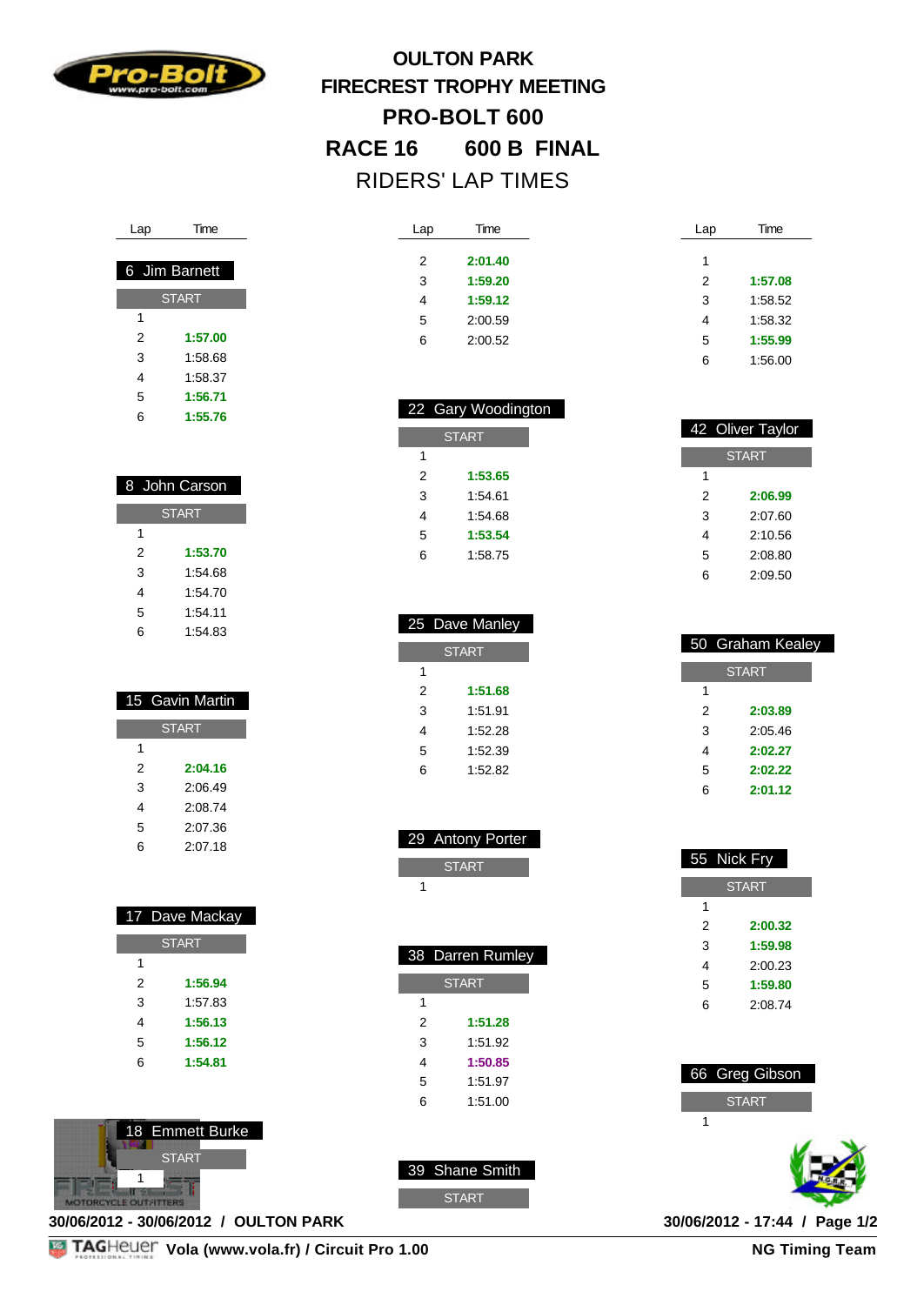# OULTON PARK
## FIRECREST TROPHY MEETING
## PRO-BOLT 600
## RACE 16 600 B FINAL
RIDERS' LAP TIMES

### 6 Jim Barnett

| Lap | Time |
|---|---|
| START | |
| 1 | |
| 2 | **1:57.00** |
| 3 | 1:58.68 |
| 4 | 1:58.37 |
| 5 | **1:56.71** |
| 6 | **1:55.76** |

### 8 John Carson

| Lap | Time |
|---|---|
| START | |
| 1 | |
| 2 | **1:53.70** |
| 3 | 1:54.68 |
| 4 | 1:54.70 |
| 5 | 1:54.11 |
| 6 | 1:54.83 |

### 15 Gavin Martin

| Lap | Time |
|---|---|
| START | |
| 1 | |
| 2 | **2:04.16** |
| 3 | 2:06.49 |
| 4 | 2:08.74 |
| 5 | 2:07.36 |
| 6 | 2:07.18 |

### 17 Dave Mackay

| Lap | Time |
|---|---|
| START | |
| 1 | |
| 2 | **1:56.94** |
| 3 | 1:57.83 |
| 4 | **1:56.13** |
| 5 | **1:56.12** |
| 6 | **1:54.81** |

### 18 Emmett Burke

| Lap | Time |
|---|---|
| START | |
| 1 | |

(continued)

| Lap | Time |
|---|---|
| 2 | **2:01.40** |
| 3 | **1:59.20** |
| 4 | **1:59.12** |
| 5 | 2:00.59 |
| 6 | 2:00.52 |

### 22 Gary Woodington

| Lap | Time |
|---|---|
| START | |
| 1 | |
| 2 | **1:53.65** |
| 3 | 1:54.61 |
| 4 | 1:54.68 |
| 5 | **1:53.54** |
| 6 | 1:58.75 |

### 25 Dave Manley

| Lap | Time |
|---|---|
| START | |
| 1 | |
| 2 | **1:51.68** |
| 3 | 1:51.91 |
| 4 | 1:52.28 |
| 5 | 1:52.39 |
| 6 | 1:52.82 |

### 29 Antony Porter

| Lap | Time |
|---|---|
| START | |
| 1 | |

### 38 Darren Rumley

| Lap | Time |
|---|---|
| START | |
| 1 | |
| 2 | **1:51.28** |
| 3 | 1:51.92 |
| 4 | **1:50.85** |
| 5 | 1:51.97 |
| 6 | 1:51.00 |

### 39 Shane Smith

| Lap | Time |
|---|---|
| START | |

(continued)

| Lap | Time |
|---|---|
| 1 | |
| 2 | **1:57.08** |
| 3 | 1:58.52 |
| 4 | 1:58.32 |
| 5 | **1:55.99** |
| 6 | 1:56.00 |

### 42 Oliver Taylor

| Lap | Time |
|---|---|
| START | |
| 1 | |
| 2 | **2:06.99** |
| 3 | 2:07.60 |
| 4 | 2:10.56 |
| 5 | 2:08.80 |
| 6 | 2:09.50 |

### 50 Graham Kealey

| Lap | Time |
|---|---|
| START | |
| 1 | |
| 2 | **2:03.89** |
| 3 | 2:05.46 |
| 4 | **2:02.27** |
| 5 | **2:02.22** |
| 6 | **2:01.12** |

### 55 Nick Fry

| Lap | Time |
|---|---|
| START | |
| 1 | |
| 2 | **2:00.32** |
| 3 | **1:59.98** |
| 4 | 2:00.23 |
| 5 | **1:59.80** |
| 6 | 2:08.74 |

### 66 Greg Gibson

| Lap | Time |
|---|---|
| START | |
| 1 | |

30/06/2012 - 30/06/2012 / OULTON PARK

30/06/2012 - 17:44 / Page 1/2

Vola (www.vola.fr) / Circuit Pro 1.00

NG Timing Team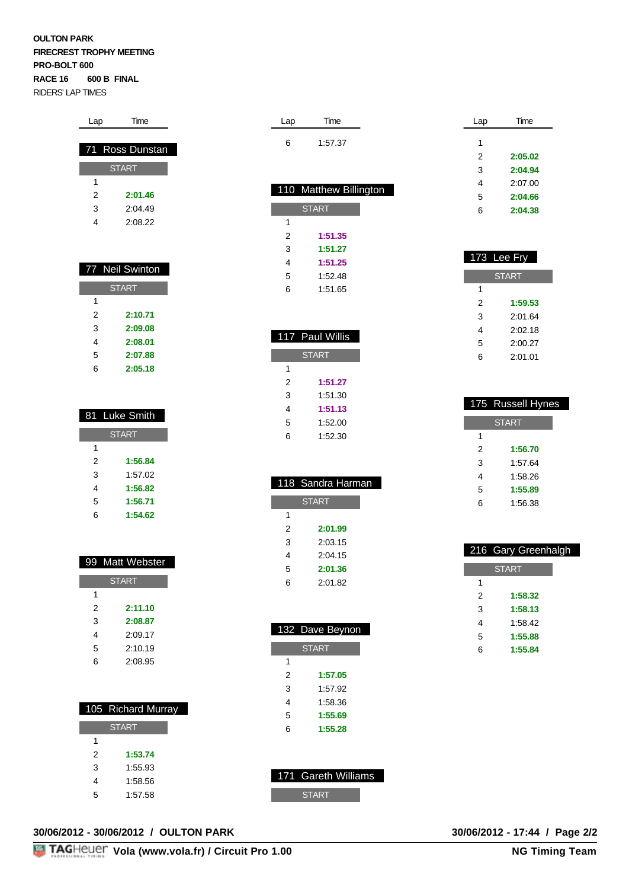**OULTON PARK**
**FIRECREST TROPHY MEETING**
**PRO-BOLT 600**
**RACE 16 600 B FINAL**
RIDERS' LAP TIMES

### 71 Ross Dunstan

| Lap | Time |
|---|---|
| START | |
| 1 | |
| 2 | **2:01.46** |
| 3 | 2:04.49 |
| 4 | 2:08.22 |

### 77 Neil Swinton

| Lap | Time |
|---|---|
| START | |
| 1 | |
| 2 | **2:10.71** |
| 3 | **2:09.08** |
| 4 | **2:08.01** |
| 5 | **2:07.88** |
| 6 | **2:05.18** |

### 81 Luke Smith

| Lap | Time |
|---|---|
| START | |
| 1 | |
| 2 | **1:56.84** |
| 3 | 1:57.02 |
| 4 | **1:56.82** |
| 5 | **1:56.71** |
| 6 | **1:54.62** |

### 99 Matt Webster

| Lap | Time |
|---|---|
| START | |
| 1 | |
| 2 | **2:11.10** |
| 3 | **2:08.87** |
| 4 | 2:09.17 |
| 5 | 2:10.19 |
| 6 | 2:08.95 |

### 105 Richard Murray

| Lap | Time |
|---|---|
| START | |
| 1 | |
| 2 | **1:53.74** |
| 3 | 1:55.93 |
| 4 | 1:58.56 |
| 5 | 1:57.58 |
| 6 | 1:57.37 |

### 110 Matthew Billington

| Lap | Time |
|---|---|
| START | |
| 1 | |
| 2 | **1:51.35** |
| 3 | **1:51.27** |
| 4 | **1:51.25** |
| 5 | 1:52.48 |
| 6 | 1:51.65 |

### 117 Paul Willis

| Lap | Time |
|---|---|
| START | |
| 1 | |
| 2 | **1:51.27** |
| 3 | 1:51.30 |
| 4 | **1:51.13** |
| 5 | 1:52.00 |
| 6 | 1:52.30 |

### 118 Sandra Harman

| Lap | Time |
|---|---|
| START | |
| 1 | |
| 2 | **2:01.99** |
| 3 | 2:03.15 |
| 4 | 2:04.15 |
| 5 | **2:01.36** |
| 6 | 2:01.82 |

### 132 Dave Beynon

| Lap | Time |
|---|---|
| START | |
| 1 | |
| 2 | **1:57.05** |
| 3 | 1:57.92 |
| 4 | 1:58.36 |
| 5 | **1:55.69** |
| 6 | **1:55.28** |

### 171 Gareth Williams

| Lap | Time |
|---|---|
| START | |
| 1 | |
| 2 | **2:05.02** |
| 3 | **2:04.94** |
| 4 | 2:07.00 |
| 5 | **2:04.66** |
| 6 | **2:04.38** |

### 173 Lee Fry

| Lap | Time |
|---|---|
| START | |
| 1 | |
| 2 | **1:59.53** |
| 3 | 2:01.64 |
| 4 | 2:02.18 |
| 5 | 2:00.27 |
| 6 | 2:01.01 |

### 175 Russell Hynes

| Lap | Time |
|---|---|
| START | |
| 1 | |
| 2 | **1:56.70** |
| 3 | 1:57.64 |
| 4 | 1:58.26 |
| 5 | **1:55.89** |
| 6 | 1:56.38 |

### 216 Gary Greenhalgh

| Lap | Time |
|---|---|
| START | |
| 1 | |
| 2 | **1:58.32** |
| 3 | **1:58.13** |
| 4 | 1:58.42 |
| 5 | **1:55.88** |
| 6 | **1:55.84** |

**30/06/2012 - 30/06/2012 / OULTON PARK** **30/06/2012 - 17:44**

**Vola (www.vola.fr) / Circuit Pro 1.00** **NG Timing Team**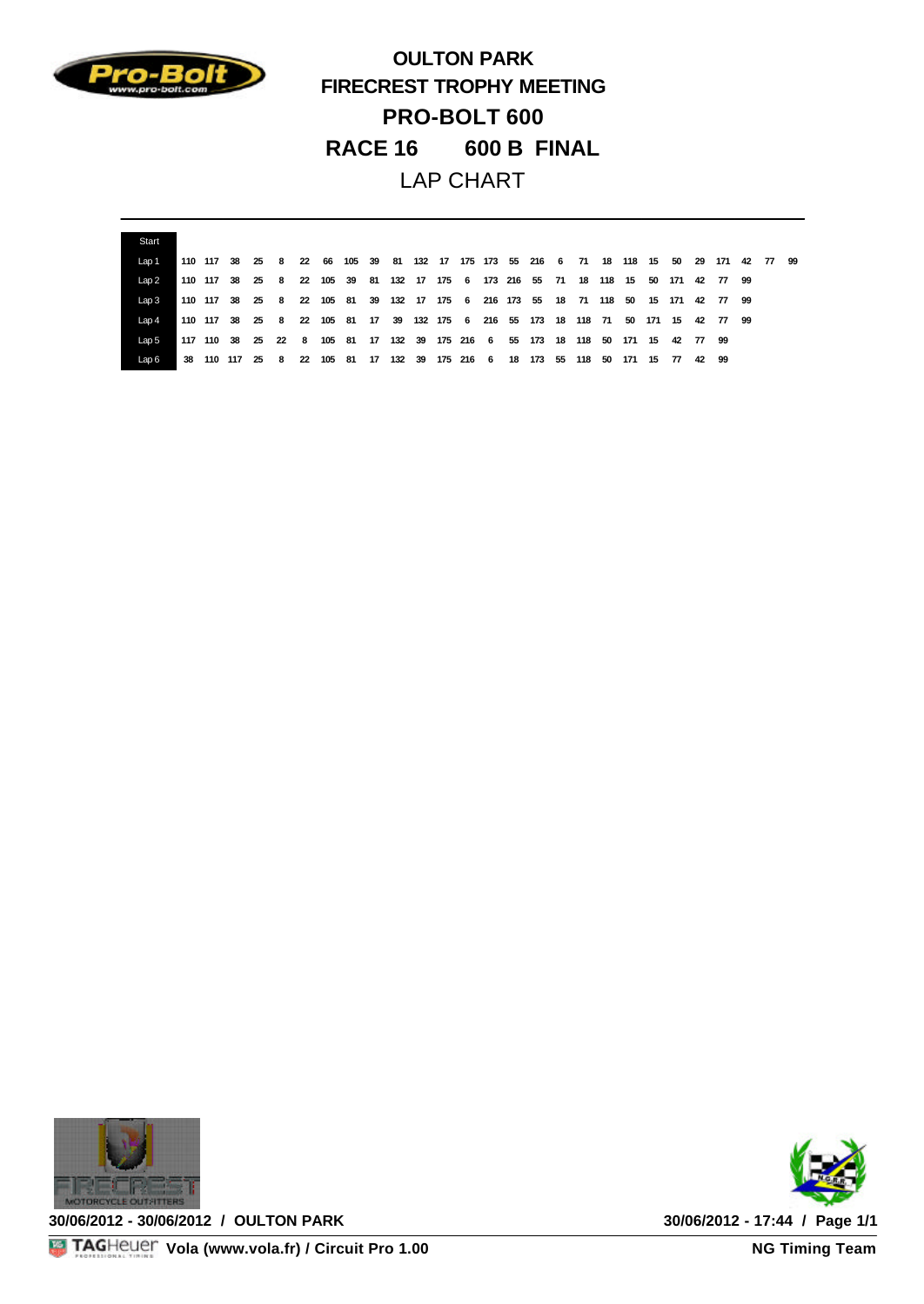# OULTON PARK

## FIRECREST TROPHY MEETING

## PRO-BOLT 600

## RACE 16 600 B FINAL

LAP CHART

| | | | | | | | | | | | | | | | | | | | | | | | | | | | |
|---|---|---|---|---|---|---|---|---|---|---|---|---|---|---|---|---|---|---|---|---|---|---|---|---|---|---|---|
| Start | | | | | | | | | | | | | | | | | | | | | | | | | | | |
| Lap 1 | 110 | 117 | 38 | 25 | 8 | 22 | 66 | 105 | 39 | 81 | 132 | 17 | 175 | 173 | 55 | 216 | 6 | 71 | 18 | 118 | 15 | 50 | 29 | 171 | 42 | 77 | 99 |
| Lap 2 | 110 | 117 | 38 | 25 | 8 | 22 | 105 | 39 | 81 | 132 | 17 | 175 | 6 | 173 | 216 | 55 | 71 | 18 | 118 | 15 | 50 | 171 | 42 | 77 | 99 | | |
| Lap 3 | 110 | 117 | 38 | 25 | 8 | 22 | 105 | 81 | 39 | 132 | 17 | 175 | 6 | 216 | 173 | 55 | 18 | 71 | 118 | 50 | 15 | 171 | 42 | 77 | 99 | | |
| Lap 4 | 110 | 117 | 38 | 25 | 8 | 22 | 105 | 81 | 17 | 39 | 132 | 175 | 6 | 216 | 55 | 173 | 18 | 118 | 71 | 50 | 171 | 15 | 42 | 77 | 99 | | |
| Lap 5 | 117 | 110 | 38 | 25 | 22 | 8 | 105 | 81 | 17 | 132 | 39 | 175 | 216 | 6 | 55 | 173 | 18 | 118 | 50 | 171 | 15 | 42 | 77 | 99 | | | |
| Lap 6 | 38 | 110 | 117 | 25 | 8 | 22 | 105 | 81 | 17 | 132 | 39 | 175 | 216 | 6 | 18 | 173 | 55 | 118 | 50 | 171 | 15 | 77 | 42 | 99 | | | |

30/06/2012 - 30/06/2012 / OULTON PARK

30/06/2012 - 17:44 / Page 1/1

Vola (www.vola.fr) / Circuit Pro 1.00

NG Timing Team